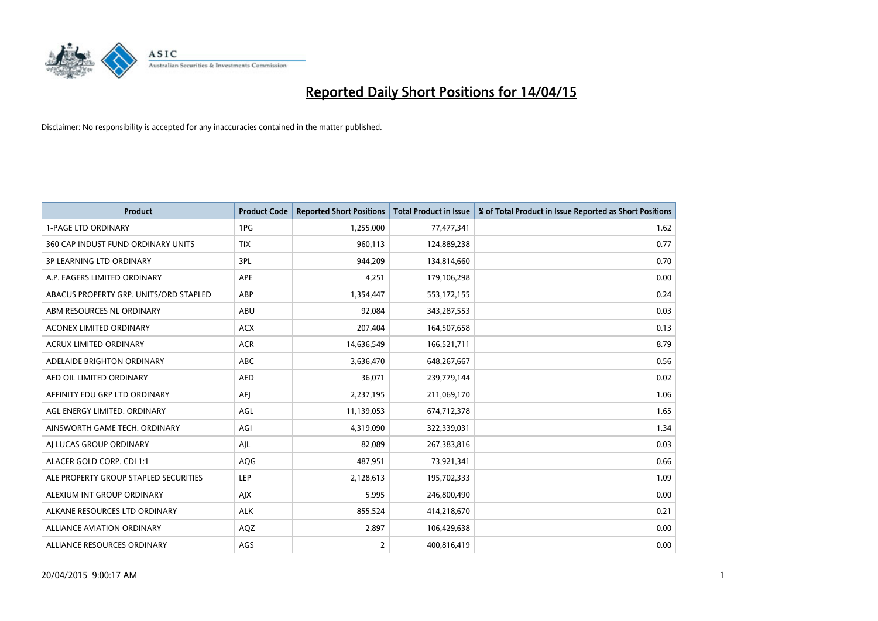# Reported Daily Short Positions for 14/04/15

Disclaimer: No responsibility is accepted for any inaccuracies contained in the matter published.

| Product | Product Code | Reported Short Positions | Total Product in Issue | % of Total Product in Issue Reported as Short Positions |
|---|---|---|---|---|
| 1-PAGE LTD ORDINARY | 1PG | 1,255,000 | 77,477,341 | 1.62 |
| 360 CAP INDUST FUND ORDINARY UNITS | TIX | 960,113 | 124,889,238 | 0.77 |
| 3P LEARNING LTD ORDINARY | 3PL | 944,209 | 134,814,660 | 0.70 |
| A.P. EAGERS LIMITED ORDINARY | APE | 4,251 | 179,106,298 | 0.00 |
| ABACUS PROPERTY GRP. UNITS/ORD STAPLED | ABP | 1,354,447 | 553,172,155 | 0.24 |
| ABM RESOURCES NL ORDINARY | ABU | 92,084 | 343,287,553 | 0.03 |
| ACONEX LIMITED ORDINARY | ACX | 207,404 | 164,507,658 | 0.13 |
| ACRUX LIMITED ORDINARY | ACR | 14,636,549 | 166,521,711 | 8.79 |
| ADELAIDE BRIGHTON ORDINARY | ABC | 3,636,470 | 648,267,667 | 0.56 |
| AED OIL LIMITED ORDINARY | AED | 36,071 | 239,779,144 | 0.02 |
| AFFINITY EDU GRP LTD ORDINARY | AFJ | 2,237,195 | 211,069,170 | 1.06 |
| AGL ENERGY LIMITED. ORDINARY | AGL | 11,139,053 | 674,712,378 | 1.65 |
| AINSWORTH GAME TECH. ORDINARY | AGI | 4,319,090 | 322,339,031 | 1.34 |
| AJ LUCAS GROUP ORDINARY | AJL | 82,089 | 267,383,816 | 0.03 |
| ALACER GOLD CORP. CDI 1:1 | AQG | 487,951 | 73,921,341 | 0.66 |
| ALE PROPERTY GROUP STAPLED SECURITIES | LEP | 2,128,613 | 195,702,333 | 1.09 |
| ALEXIUM INT GROUP ORDINARY | AJX | 5,995 | 246,800,490 | 0.00 |
| ALKANE RESOURCES LTD ORDINARY | ALK | 855,524 | 414,218,670 | 0.21 |
| ALLIANCE AVIATION ORDINARY | AQZ | 2,897 | 106,429,638 | 0.00 |
| ALLIANCE RESOURCES ORDINARY | AGS | 2 | 400,816,419 | 0.00 |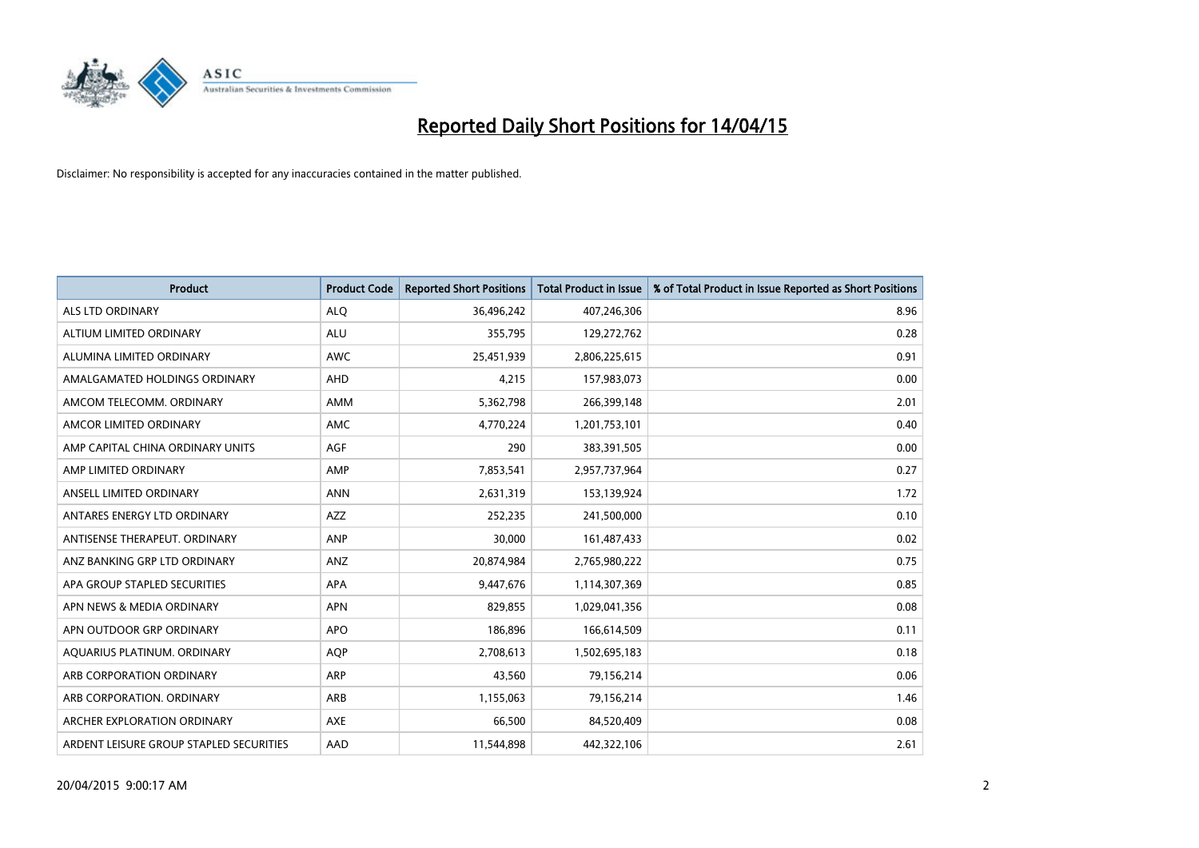# Reported Daily Short Positions for 14/04/15

Disclaimer: No responsibility is accepted for any inaccuracies contained in the matter published.

| Product | Product Code | Reported Short Positions | Total Product in Issue | % of Total Product in Issue Reported as Short Positions |
|---|---|---|---|---|
| ALS LTD ORDINARY | ALQ | 36,496,242 | 407,246,306 | 8.96 |
| ALTIUM LIMITED ORDINARY | ALU | 355,795 | 129,272,762 | 0.28 |
| ALUMINA LIMITED ORDINARY | AWC | 25,451,939 | 2,806,225,615 | 0.91 |
| AMALGAMATED HOLDINGS ORDINARY | AHD | 4,215 | 157,983,073 | 0.00 |
| AMCOM TELECOMM. ORDINARY | AMM | 5,362,798 | 266,399,148 | 2.01 |
| AMCOR LIMITED ORDINARY | AMC | 4,770,224 | 1,201,753,101 | 0.40 |
| AMP CAPITAL CHINA ORDINARY UNITS | AGF | 290 | 383,391,505 | 0.00 |
| AMP LIMITED ORDINARY | AMP | 7,853,541 | 2,957,737,964 | 0.27 |
| ANSELL LIMITED ORDINARY | ANN | 2,631,319 | 153,139,924 | 1.72 |
| ANTARES ENERGY LTD ORDINARY | AZZ | 252,235 | 241,500,000 | 0.10 |
| ANTISENSE THERAPEUT. ORDINARY | ANP | 30,000 | 161,487,433 | 0.02 |
| ANZ BANKING GRP LTD ORDINARY | ANZ | 20,874,984 | 2,765,980,222 | 0.75 |
| APA GROUP STAPLED SECURITIES | APA | 9,447,676 | 1,114,307,369 | 0.85 |
| APN NEWS & MEDIA ORDINARY | APN | 829,855 | 1,029,041,356 | 0.08 |
| APN OUTDOOR GRP ORDINARY | APO | 186,896 | 166,614,509 | 0.11 |
| AQUARIUS PLATINUM. ORDINARY | AQP | 2,708,613 | 1,502,695,183 | 0.18 |
| ARB CORPORATION ORDINARY | ARP | 43,560 | 79,156,214 | 0.06 |
| ARB CORPORATION. ORDINARY | ARB | 1,155,063 | 79,156,214 | 1.46 |
| ARCHER EXPLORATION ORDINARY | AXE | 66,500 | 84,520,409 | 0.08 |
| ARDENT LEISURE GROUP STAPLED SECURITIES | AAD | 11,544,898 | 442,322,106 | 2.61 |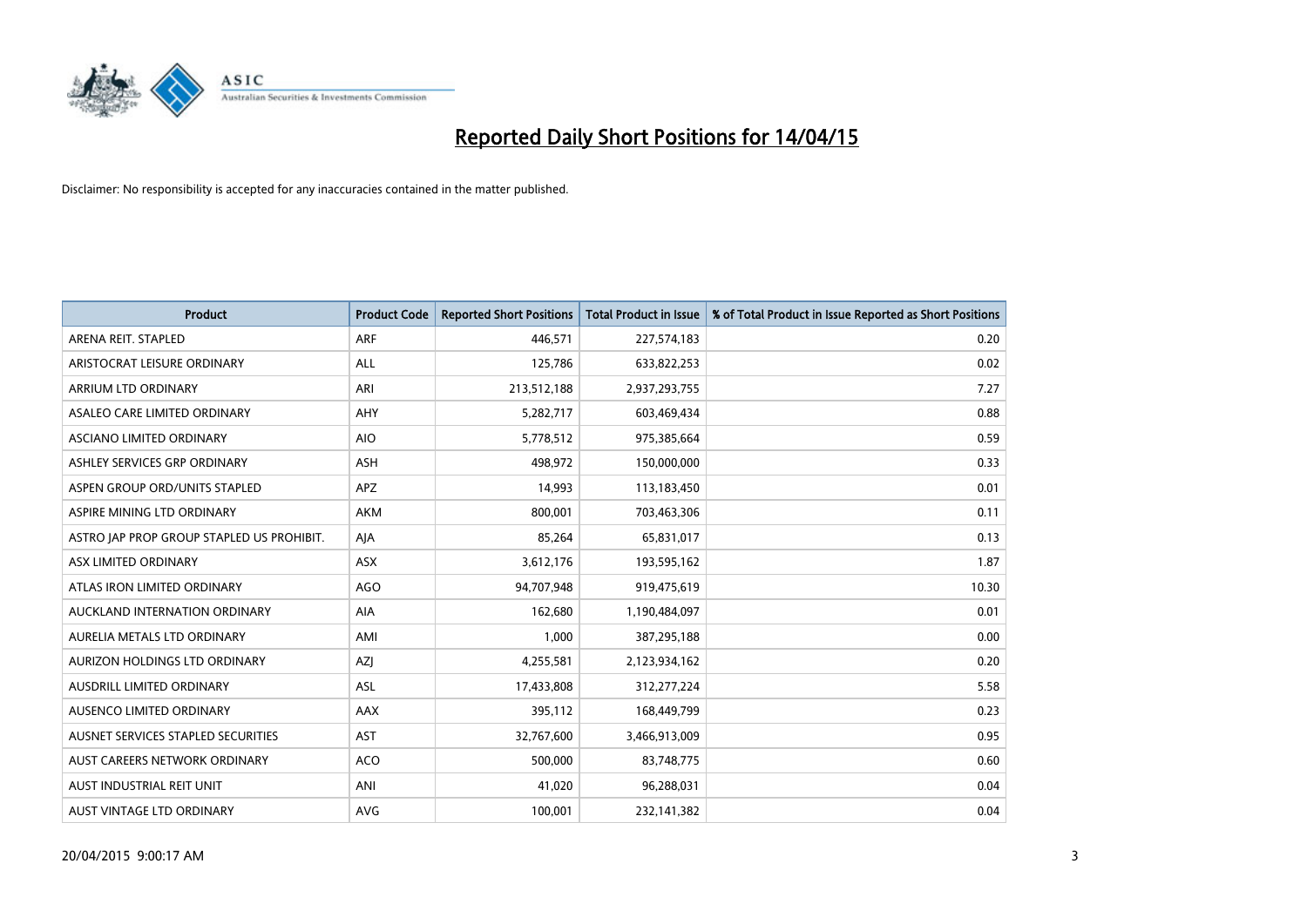# Reported Daily Short Positions for 14/04/15

Disclaimer: No responsibility is accepted for any inaccuracies contained in the matter published.

| Product | Product Code | Reported Short Positions | Total Product in Issue | % of Total Product in Issue Reported as Short Positions |
|---|---|---|---|---|
| ARENA REIT. STAPLED | ARF | 446,571 | 227,574,183 | 0.20 |
| ARISTOCRAT LEISURE ORDINARY | ALL | 125,786 | 633,822,253 | 0.02 |
| ARRIUM LTD ORDINARY | ARI | 213,512,188 | 2,937,293,755 | 7.27 |
| ASALEO CARE LIMITED ORDINARY | AHY | 5,282,717 | 603,469,434 | 0.88 |
| ASCIANO LIMITED ORDINARY | AIO | 5,778,512 | 975,385,664 | 0.59 |
| ASHLEY SERVICES GRP ORDINARY | ASH | 498,972 | 150,000,000 | 0.33 |
| ASPEN GROUP ORD/UNITS STAPLED | APZ | 14,993 | 113,183,450 | 0.01 |
| ASPIRE MINING LTD ORDINARY | AKM | 800,001 | 703,463,306 | 0.11 |
| ASTRO JAP PROP GROUP STAPLED US PROHIBIT. | AJA | 85,264 | 65,831,017 | 0.13 |
| ASX LIMITED ORDINARY | ASX | 3,612,176 | 193,595,162 | 1.87 |
| ATLAS IRON LIMITED ORDINARY | AGO | 94,707,948 | 919,475,619 | 10.30 |
| AUCKLAND INTERNATION ORDINARY | AIA | 162,680 | 1,190,484,097 | 0.01 |
| AURELIA METALS LTD ORDINARY | AMI | 1,000 | 387,295,188 | 0.00 |
| AURIZON HOLDINGS LTD ORDINARY | AZJ | 4,255,581 | 2,123,934,162 | 0.20 |
| AUSDRILL LIMITED ORDINARY | ASL | 17,433,808 | 312,277,224 | 5.58 |
| AUSENCO LIMITED ORDINARY | AAX | 395,112 | 168,449,799 | 0.23 |
| AUSNET SERVICES STAPLED SECURITIES | AST | 32,767,600 | 3,466,913,009 | 0.95 |
| AUST CAREERS NETWORK ORDINARY | ACO | 500,000 | 83,748,775 | 0.60 |
| AUST INDUSTRIAL REIT UNIT | ANI | 41,020 | 96,288,031 | 0.04 |
| AUST VINTAGE LTD ORDINARY | AVG | 100,001 | 232,141,382 | 0.04 |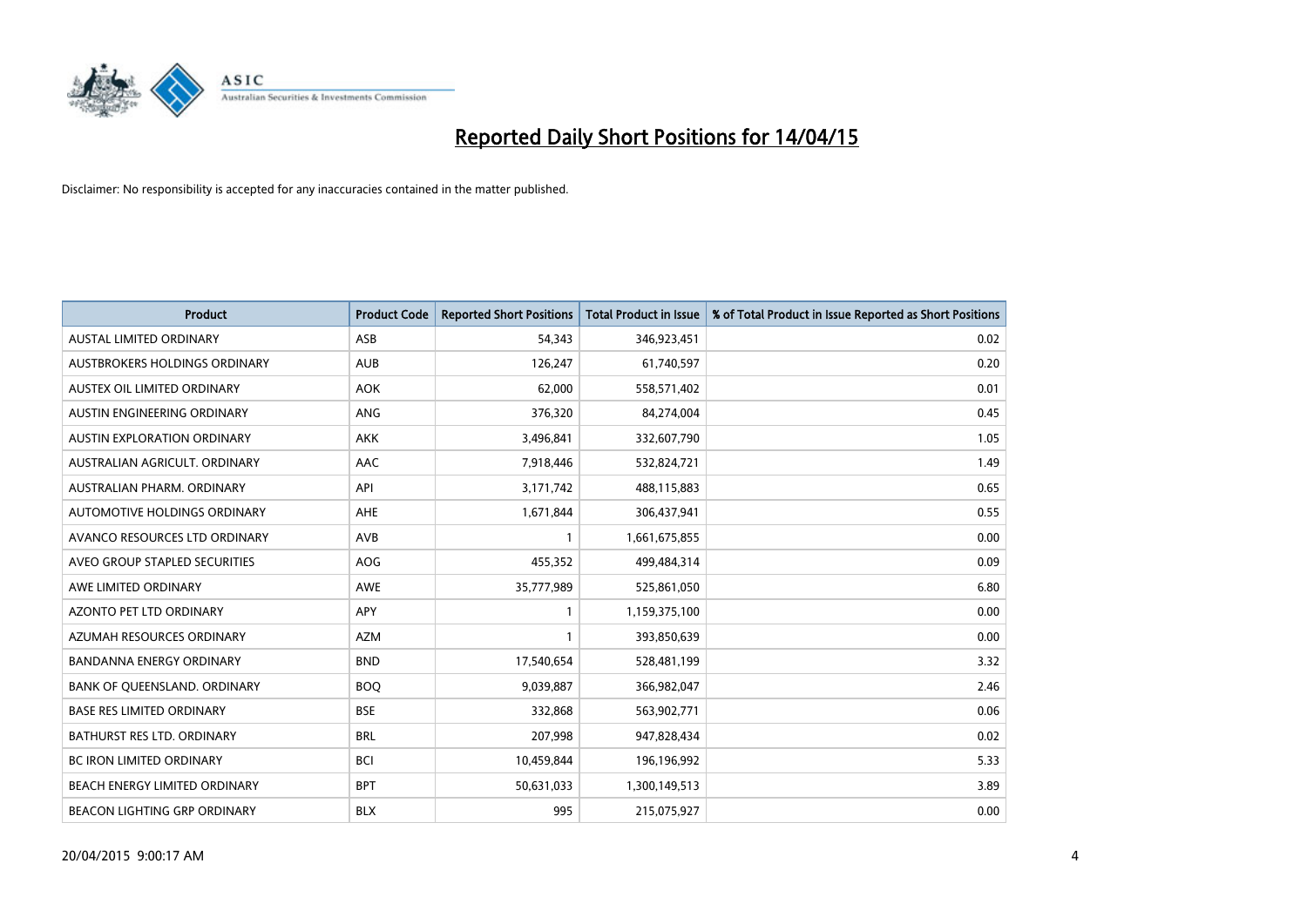# Reported Daily Short Positions for 14/04/15

Disclaimer: No responsibility is accepted for any inaccuracies contained in the matter published.

| Product | Product Code | Reported Short Positions | Total Product in Issue | % of Total Product in Issue Reported as Short Positions |
| --- | --- | --- | --- | --- |
| AUSTAL LIMITED ORDINARY | ASB | 54,343 | 346,923,451 | 0.02 |
| AUSTBROKERS HOLDINGS ORDINARY | AUB | 126,247 | 61,740,597 | 0.20 |
| AUSTEX OIL LIMITED ORDINARY | AOK | 62,000 | 558,571,402 | 0.01 |
| AUSTIN ENGINEERING ORDINARY | ANG | 376,320 | 84,274,004 | 0.45 |
| AUSTIN EXPLORATION ORDINARY | AKK | 3,496,841 | 332,607,790 | 1.05 |
| AUSTRALIAN AGRICULT. ORDINARY | AAC | 7,918,446 | 532,824,721 | 1.49 |
| AUSTRALIAN PHARM. ORDINARY | API | 3,171,742 | 488,115,883 | 0.65 |
| AUTOMOTIVE HOLDINGS ORDINARY | AHE | 1,671,844 | 306,437,941 | 0.55 |
| AVANCO RESOURCES LTD ORDINARY | AVB | 1 | 1,661,675,855 | 0.00 |
| AVEO GROUP STAPLED SECURITIES | AOG | 455,352 | 499,484,314 | 0.09 |
| AWE LIMITED ORDINARY | AWE | 35,777,989 | 525,861,050 | 6.80 |
| AZONTO PET LTD ORDINARY | APY | 1 | 1,159,375,100 | 0.00 |
| AZUMAH RESOURCES ORDINARY | AZM | 1 | 393,850,639 | 0.00 |
| BANDANNA ENERGY ORDINARY | BND | 17,540,654 | 528,481,199 | 3.32 |
| BANK OF QUEENSLAND. ORDINARY | BOQ | 9,039,887 | 366,982,047 | 2.46 |
| BASE RES LIMITED ORDINARY | BSE | 332,868 | 563,902,771 | 0.06 |
| BATHURST RES LTD. ORDINARY | BRL | 207,998 | 947,828,434 | 0.02 |
| BC IRON LIMITED ORDINARY | BCI | 10,459,844 | 196,196,992 | 5.33 |
| BEACH ENERGY LIMITED ORDINARY | BPT | 50,631,033 | 1,300,149,513 | 3.89 |
| BEACON LIGHTING GRP ORDINARY | BLX | 995 | 215,075,927 | 0.00 |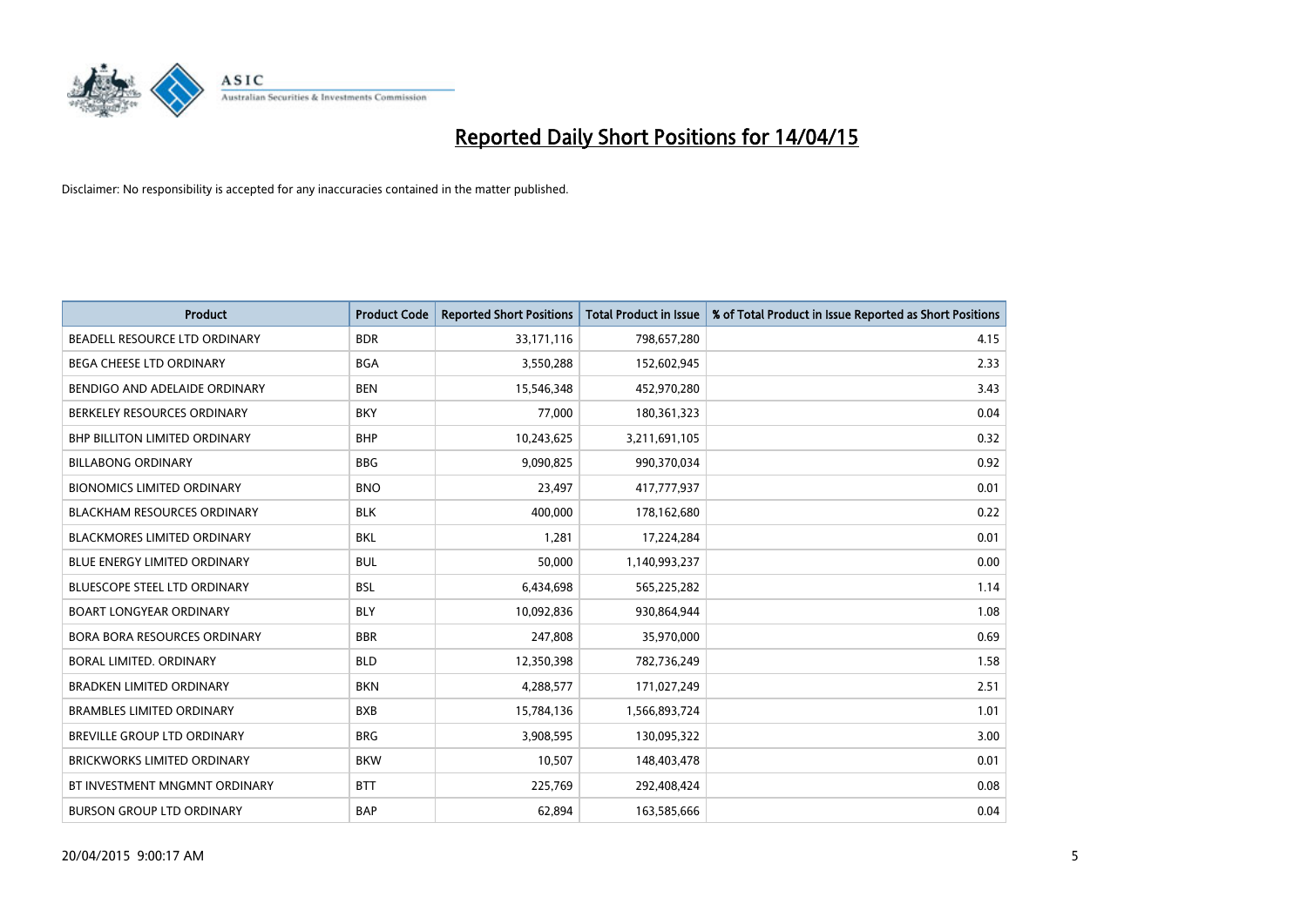# Reported Daily Short Positions for 14/04/15

Disclaimer: No responsibility is accepted for any inaccuracies contained in the matter published.

| Product | Product Code | Reported Short Positions | Total Product in Issue | % of Total Product in Issue Reported as Short Positions |
|---|---|---|---|---|
| BEADELL RESOURCE LTD ORDINARY | BDR | 33,171,116 | 798,657,280 | 4.15 |
| BEGA CHEESE LTD ORDINARY | BGA | 3,550,288 | 152,602,945 | 2.33 |
| BENDIGO AND ADELAIDE ORDINARY | BEN | 15,546,348 | 452,970,280 | 3.43 |
| BERKELEY RESOURCES ORDINARY | BKY | 77,000 | 180,361,323 | 0.04 |
| BHP BILLITON LIMITED ORDINARY | BHP | 10,243,625 | 3,211,691,105 | 0.32 |
| BILLABONG ORDINARY | BBG | 9,090,825 | 990,370,034 | 0.92 |
| BIONOMICS LIMITED ORDINARY | BNO | 23,497 | 417,777,937 | 0.01 |
| BLACKHAM RESOURCES ORDINARY | BLK | 400,000 | 178,162,680 | 0.22 |
| BLACKMORES LIMITED ORDINARY | BKL | 1,281 | 17,224,284 | 0.01 |
| BLUE ENERGY LIMITED ORDINARY | BUL | 50,000 | 1,140,993,237 | 0.00 |
| BLUESCOPE STEEL LTD ORDINARY | BSL | 6,434,698 | 565,225,282 | 1.14 |
| BOART LONGYEAR ORDINARY | BLY | 10,092,836 | 930,864,944 | 1.08 |
| BORA BORA RESOURCES ORDINARY | BBR | 247,808 | 35,970,000 | 0.69 |
| BORAL LIMITED. ORDINARY | BLD | 12,350,398 | 782,736,249 | 1.58 |
| BRADKEN LIMITED ORDINARY | BKN | 4,288,577 | 171,027,249 | 2.51 |
| BRAMBLES LIMITED ORDINARY | BXB | 15,784,136 | 1,566,893,724 | 1.01 |
| BREVILLE GROUP LTD ORDINARY | BRG | 3,908,595 | 130,095,322 | 3.00 |
| BRICKWORKS LIMITED ORDINARY | BKW | 10,507 | 148,403,478 | 0.01 |
| BT INVESTMENT MNGMNT ORDINARY | BTT | 225,769 | 292,408,424 | 0.08 |
| BURSON GROUP LTD ORDINARY | BAP | 62,894 | 163,585,666 | 0.04 |

20/04/2015 9:00:17 AM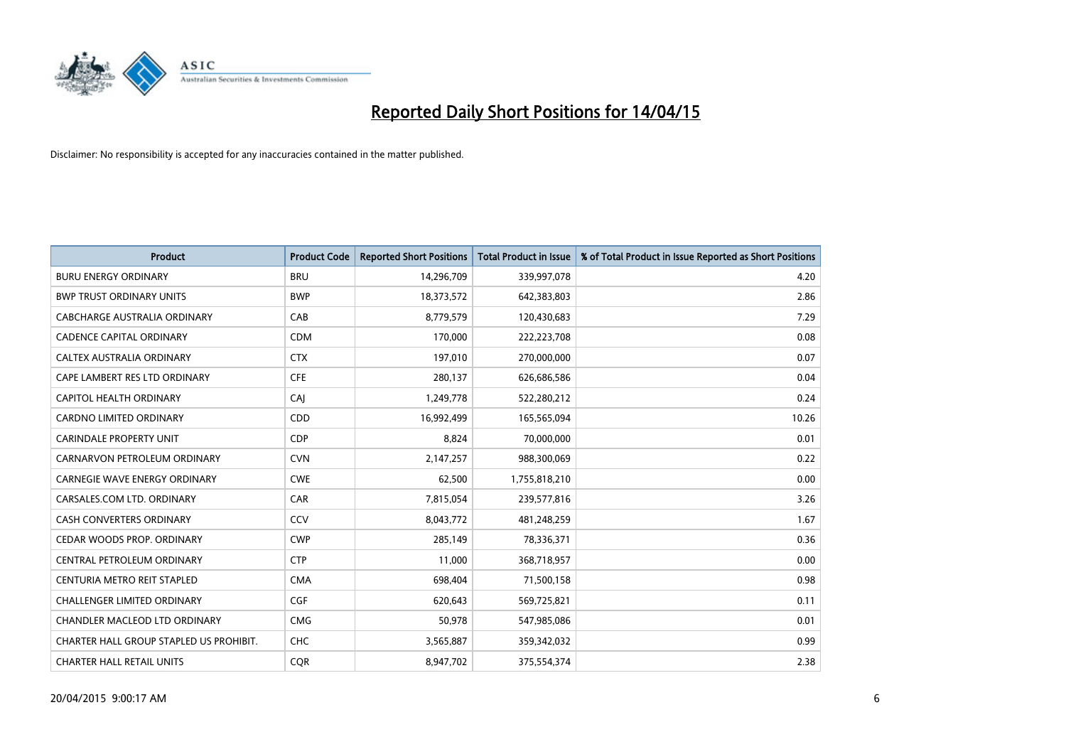# Reported Daily Short Positions for 14/04/15

Disclaimer: No responsibility is accepted for any inaccuracies contained in the matter published.

| Product | Product Code | Reported Short Positions | Total Product in Issue | % of Total Product in Issue Reported as Short Positions |
|---|---|---|---|---|
| BURU ENERGY ORDINARY | BRU | 14,296,709 | 339,997,078 | 4.20 |
| BWP TRUST ORDINARY UNITS | BWP | 18,373,572 | 642,383,803 | 2.86 |
| CABCHARGE AUSTRALIA ORDINARY | CAB | 8,779,579 | 120,430,683 | 7.29 |
| CADENCE CAPITAL ORDINARY | CDM | 170,000 | 222,223,708 | 0.08 |
| CALTEX AUSTRALIA ORDINARY | CTX | 197,010 | 270,000,000 | 0.07 |
| CAPE LAMBERT RES LTD ORDINARY | CFE | 280,137 | 626,686,586 | 0.04 |
| CAPITOL HEALTH ORDINARY | CAJ | 1,249,778 | 522,280,212 | 0.24 |
| CARDNO LIMITED ORDINARY | CDD | 16,992,499 | 165,565,094 | 10.26 |
| CARINDALE PROPERTY UNIT | CDP | 8,824 | 70,000,000 | 0.01 |
| CARNARVON PETROLEUM ORDINARY | CVN | 2,147,257 | 988,300,069 | 0.22 |
| CARNEGIE WAVE ENERGY ORDINARY | CWE | 62,500 | 1,755,818,210 | 0.00 |
| CARSALES.COM LTD. ORDINARY | CAR | 7,815,054 | 239,577,816 | 3.26 |
| CASH CONVERTERS ORDINARY | CCV | 8,043,772 | 481,248,259 | 1.67 |
| CEDAR WOODS PROP. ORDINARY | CWP | 285,149 | 78,336,371 | 0.36 |
| CENTRAL PETROLEUM ORDINARY | CTP | 11,000 | 368,718,957 | 0.00 |
| CENTURIA METRO REIT STAPLED | CMA | 698,404 | 71,500,158 | 0.98 |
| CHALLENGER LIMITED ORDINARY | CGF | 620,643 | 569,725,821 | 0.11 |
| CHANDLER MACLEOD LTD ORDINARY | CMG | 50,978 | 547,985,086 | 0.01 |
| CHARTER HALL GROUP STAPLED US PROHIBIT. | CHC | 3,565,887 | 359,342,032 | 0.99 |
| CHARTER HALL RETAIL UNITS | CQR | 8,947,702 | 375,554,374 | 2.38 |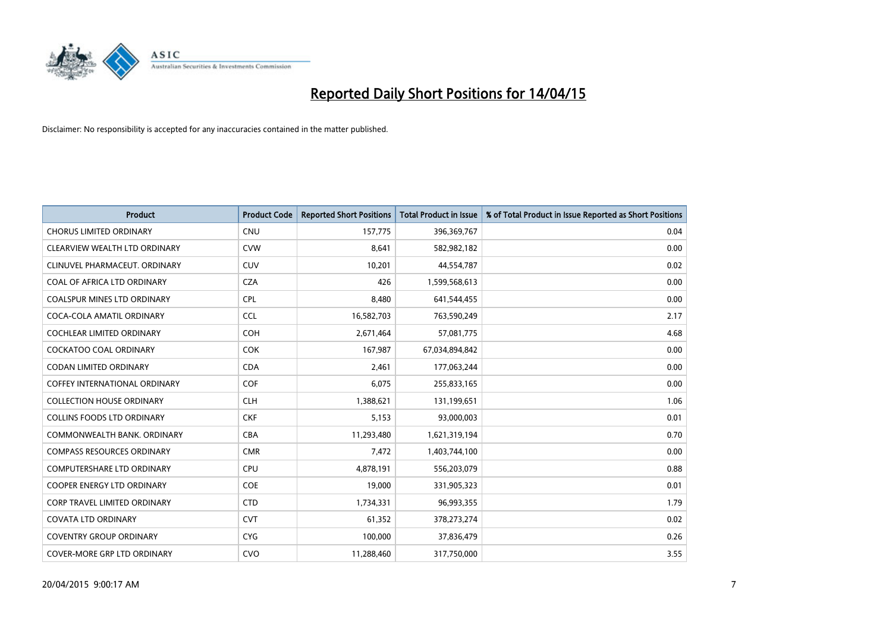# Reported Daily Short Positions for 14/04/15

Disclaimer: No responsibility is accepted for any inaccuracies contained in the matter published.

| Product | Product Code | Reported Short Positions | Total Product in Issue | % of Total Product in Issue Reported as Short Positions |
|---|---|---|---|---|
| CHORUS LIMITED ORDINARY | CNU | 157,775 | 396,369,767 | 0.04 |
| CLEARVIEW WEALTH LTD ORDINARY | CVW | 8,641 | 582,982,182 | 0.00 |
| CLINUVEL PHARMACEUT. ORDINARY | CUV | 10,201 | 44,554,787 | 0.02 |
| COAL OF AFRICA LTD ORDINARY | CZA | 426 | 1,599,568,613 | 0.00 |
| COALSPUR MINES LTD ORDINARY | CPL | 8,480 | 641,544,455 | 0.00 |
| COCA-COLA AMATIL ORDINARY | CCL | 16,582,703 | 763,590,249 | 2.17 |
| COCHLEAR LIMITED ORDINARY | COH | 2,671,464 | 57,081,775 | 4.68 |
| COCKATOO COAL ORDINARY | COK | 167,987 | 67,034,894,842 | 0.00 |
| CODAN LIMITED ORDINARY | CDA | 2,461 | 177,063,244 | 0.00 |
| COFFEY INTERNATIONAL ORDINARY | COF | 6,075 | 255,833,165 | 0.00 |
| COLLECTION HOUSE ORDINARY | CLH | 1,388,621 | 131,199,651 | 1.06 |
| COLLINS FOODS LTD ORDINARY | CKF | 5,153 | 93,000,003 | 0.01 |
| COMMONWEALTH BANK. ORDINARY | CBA | 11,293,480 | 1,621,319,194 | 0.70 |
| COMPASS RESOURCES ORDINARY | CMR | 7,472 | 1,403,744,100 | 0.00 |
| COMPUTERSHARE LTD ORDINARY | CPU | 4,878,191 | 556,203,079 | 0.88 |
| COOPER ENERGY LTD ORDINARY | COE | 19,000 | 331,905,323 | 0.01 |
| CORP TRAVEL LIMITED ORDINARY | CTD | 1,734,331 | 96,993,355 | 1.79 |
| COVATA LTD ORDINARY | CVT | 61,352 | 378,273,274 | 0.02 |
| COVENTRY GROUP ORDINARY | CYG | 100,000 | 37,836,479 | 0.26 |
| COVER-MORE GRP LTD ORDINARY | CVO | 11,288,460 | 317,750,000 | 3.55 |

20/04/2015 9:00:17 AM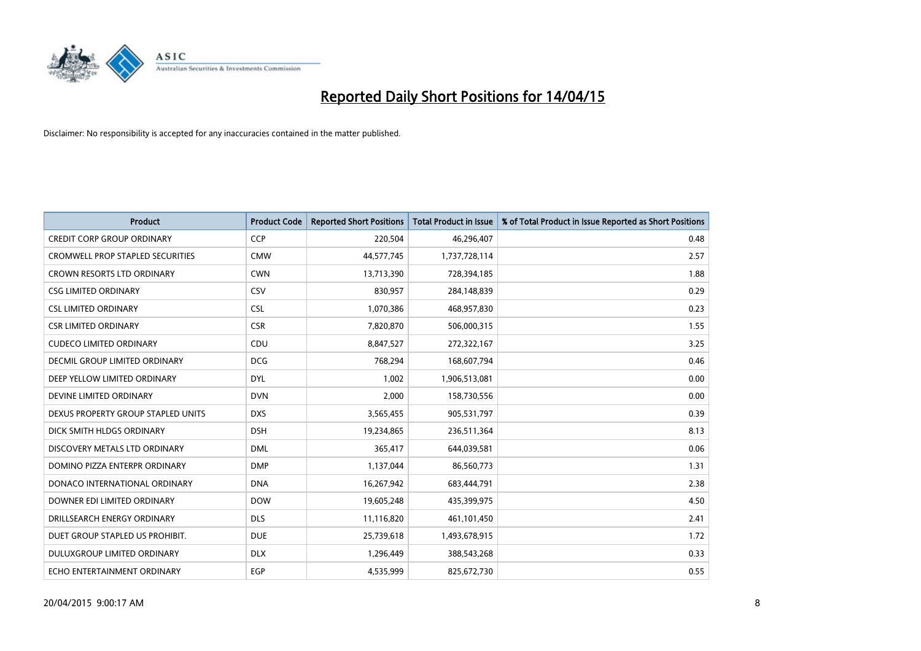# Reported Daily Short Positions for 14/04/15

Disclaimer: No responsibility is accepted for any inaccuracies contained in the matter published.

| Product | Product Code | Reported Short Positions | Total Product in Issue | % of Total Product in Issue Reported as Short Positions |
|---|---|---|---|---|
| CREDIT CORP GROUP ORDINARY | CCP | 220,504 | 46,296,407 | 0.48 |
| CROMWELL PROP STAPLED SECURITIES | CMW | 44,577,745 | 1,737,728,114 | 2.57 |
| CROWN RESORTS LTD ORDINARY | CWN | 13,713,390 | 728,394,185 | 1.88 |
| CSG LIMITED ORDINARY | CSV | 830,957 | 284,148,839 | 0.29 |
| CSL LIMITED ORDINARY | CSL | 1,070,386 | 468,957,830 | 0.23 |
| CSR LIMITED ORDINARY | CSR | 7,820,870 | 506,000,315 | 1.55 |
| CUDECO LIMITED ORDINARY | CDU | 8,847,527 | 272,322,167 | 3.25 |
| DECMIL GROUP LIMITED ORDINARY | DCG | 768,294 | 168,607,794 | 0.46 |
| DEEP YELLOW LIMITED ORDINARY | DYL | 1,002 | 1,906,513,081 | 0.00 |
| DEVINE LIMITED ORDINARY | DVN | 2,000 | 158,730,556 | 0.00 |
| DEXUS PROPERTY GROUP STAPLED UNITS | DXS | 3,565,455 | 905,531,797 | 0.39 |
| DICK SMITH HLDGS ORDINARY | DSH | 19,234,865 | 236,511,364 | 8.13 |
| DISCOVERY METALS LTD ORDINARY | DML | 365,417 | 644,039,581 | 0.06 |
| DOMINO PIZZA ENTERPR ORDINARY | DMP | 1,137,044 | 86,560,773 | 1.31 |
| DONACO INTERNATIONAL ORDINARY | DNA | 16,267,942 | 683,444,791 | 2.38 |
| DOWNER EDI LIMITED ORDINARY | DOW | 19,605,248 | 435,399,975 | 4.50 |
| DRILLSEARCH ENERGY ORDINARY | DLS | 11,116,820 | 461,101,450 | 2.41 |
| DUET GROUP STAPLED US PROHIBIT. | DUE | 25,739,618 | 1,493,678,915 | 1.72 |
| DULUXGROUP LIMITED ORDINARY | DLX | 1,296,449 | 388,543,268 | 0.33 |
| ECHO ENTERTAINMENT ORDINARY | EGP | 4,535,999 | 825,672,730 | 0.55 |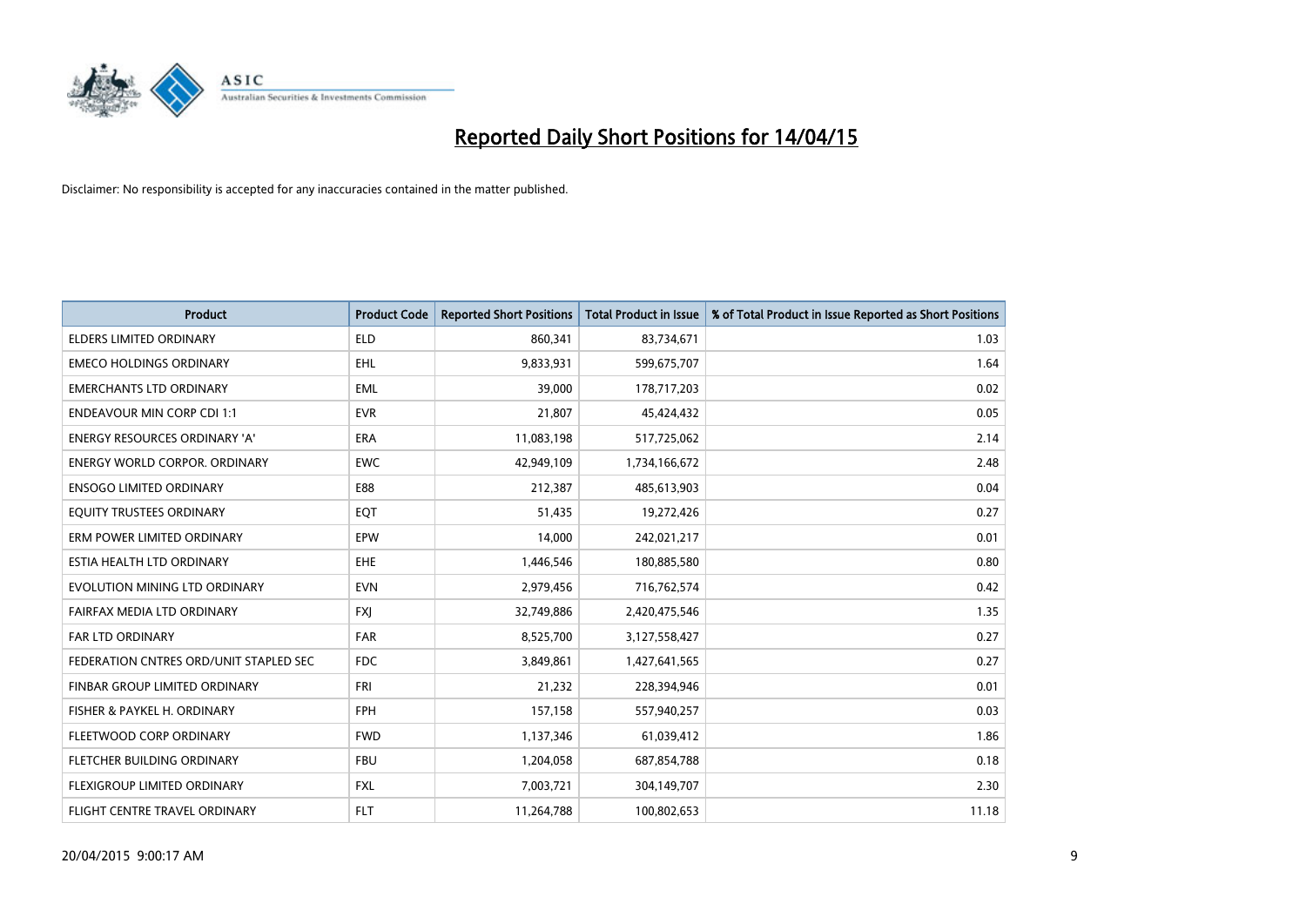# Reported Daily Short Positions for 14/04/15

Disclaimer: No responsibility is accepted for any inaccuracies contained in the matter published.

| Product | Product Code | Reported Short Positions | Total Product in Issue | % of Total Product in Issue Reported as Short Positions |
| --- | --- | --- | --- | --- |
| ELDERS LIMITED ORDINARY | ELD | 860,341 | 83,734,671 | 1.03 |
| EMECO HOLDINGS ORDINARY | EHL | 9,833,931 | 599,675,707 | 1.64 |
| EMERCHANTS LTD ORDINARY | EML | 39,000 | 178,717,203 | 0.02 |
| ENDEAVOUR MIN CORP CDI 1:1 | EVR | 21,807 | 45,424,432 | 0.05 |
| ENERGY RESOURCES ORDINARY 'A' | ERA | 11,083,198 | 517,725,062 | 2.14 |
| ENERGY WORLD CORPOR. ORDINARY | EWC | 42,949,109 | 1,734,166,672 | 2.48 |
| ENSOGO LIMITED ORDINARY | E88 | 212,387 | 485,613,903 | 0.04 |
| EQUITY TRUSTEES ORDINARY | EQT | 51,435 | 19,272,426 | 0.27 |
| ERM POWER LIMITED ORDINARY | EPW | 14,000 | 242,021,217 | 0.01 |
| ESTIA HEALTH LTD ORDINARY | EHE | 1,446,546 | 180,885,580 | 0.80 |
| EVOLUTION MINING LTD ORDINARY | EVN | 2,979,456 | 716,762,574 | 0.42 |
| FAIRFAX MEDIA LTD ORDINARY | FXJ | 32,749,886 | 2,420,475,546 | 1.35 |
| FAR LTD ORDINARY | FAR | 8,525,700 | 3,127,558,427 | 0.27 |
| FEDERATION CNTRES ORD/UNIT STAPLED SEC | FDC | 3,849,861 | 1,427,641,565 | 0.27 |
| FINBAR GROUP LIMITED ORDINARY | FRI | 21,232 | 228,394,946 | 0.01 |
| FISHER & PAYKEL H. ORDINARY | FPH | 157,158 | 557,940,257 | 0.03 |
| FLEETWOOD CORP ORDINARY | FWD | 1,137,346 | 61,039,412 | 1.86 |
| FLETCHER BUILDING ORDINARY | FBU | 1,204,058 | 687,854,788 | 0.18 |
| FLEXIGROUP LIMITED ORDINARY | FXL | 7,003,721 | 304,149,707 | 2.30 |
| FLIGHT CENTRE TRAVEL ORDINARY | FLT | 11,264,788 | 100,802,653 | 11.18 |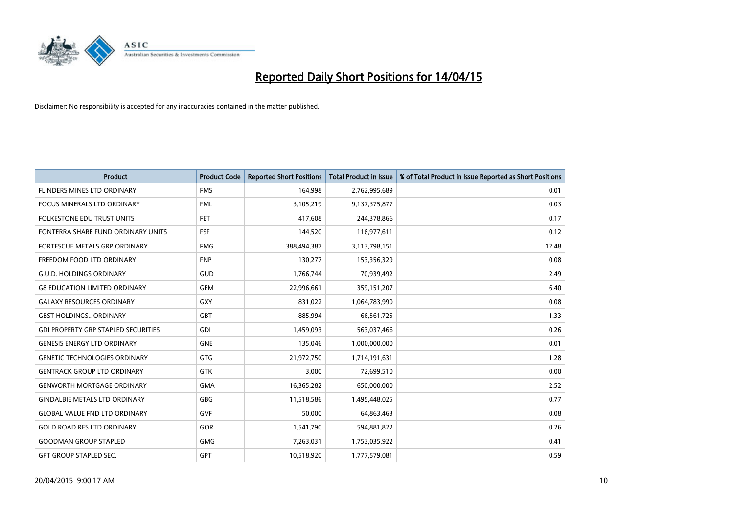# Reported Daily Short Positions for 14/04/15

Disclaimer: No responsibility is accepted for any inaccuracies contained in the matter published.

| Product | Product Code | Reported Short Positions | Total Product in Issue | % of Total Product in Issue Reported as Short Positions |
|---|---|---|---|---|
| FLINDERS MINES LTD ORDINARY | FMS | 164,998 | 2,762,995,689 | 0.01 |
| FOCUS MINERALS LTD ORDINARY | FML | 3,105,219 | 9,137,375,877 | 0.03 |
| FOLKESTONE EDU TRUST UNITS | FET | 417,608 | 244,378,866 | 0.17 |
| FONTERRA SHARE FUND ORDINARY UNITS | FSF | 144,520 | 116,977,611 | 0.12 |
| FORTESCUE METALS GRP ORDINARY | FMG | 388,494,387 | 3,113,798,151 | 12.48 |
| FREEDOM FOOD LTD ORDINARY | FNP | 130,277 | 153,356,329 | 0.08 |
| G.U.D. HOLDINGS ORDINARY | GUD | 1,766,744 | 70,939,492 | 2.49 |
| G8 EDUCATION LIMITED ORDINARY | GEM | 22,996,661 | 359,151,207 | 6.40 |
| GALAXY RESOURCES ORDINARY | GXY | 831,022 | 1,064,783,990 | 0.08 |
| GBST HOLDINGS.. ORDINARY | GBT | 885,994 | 66,561,725 | 1.33 |
| GDI PROPERTY GRP STAPLED SECURITIES | GDI | 1,459,093 | 563,037,466 | 0.26 |
| GENESIS ENERGY LTD ORDINARY | GNE | 135,046 | 1,000,000,000 | 0.01 |
| GENETIC TECHNOLOGIES ORDINARY | GTG | 21,972,750 | 1,714,191,631 | 1.28 |
| GENTRACK GROUP LTD ORDINARY | GTK | 3,000 | 72,699,510 | 0.00 |
| GENWORTH MORTGAGE ORDINARY | GMA | 16,365,282 | 650,000,000 | 2.52 |
| GINDALBIE METALS LTD ORDINARY | GBG | 11,518,586 | 1,495,448,025 | 0.77 |
| GLOBAL VALUE FND LTD ORDINARY | GVF | 50,000 | 64,863,463 | 0.08 |
| GOLD ROAD RES LTD ORDINARY | GOR | 1,541,790 | 594,881,822 | 0.26 |
| GOODMAN GROUP STAPLED | GMG | 7,263,031 | 1,753,035,922 | 0.41 |
| GPT GROUP STAPLED SEC. | GPT | 10,518,920 | 1,777,579,081 | 0.59 |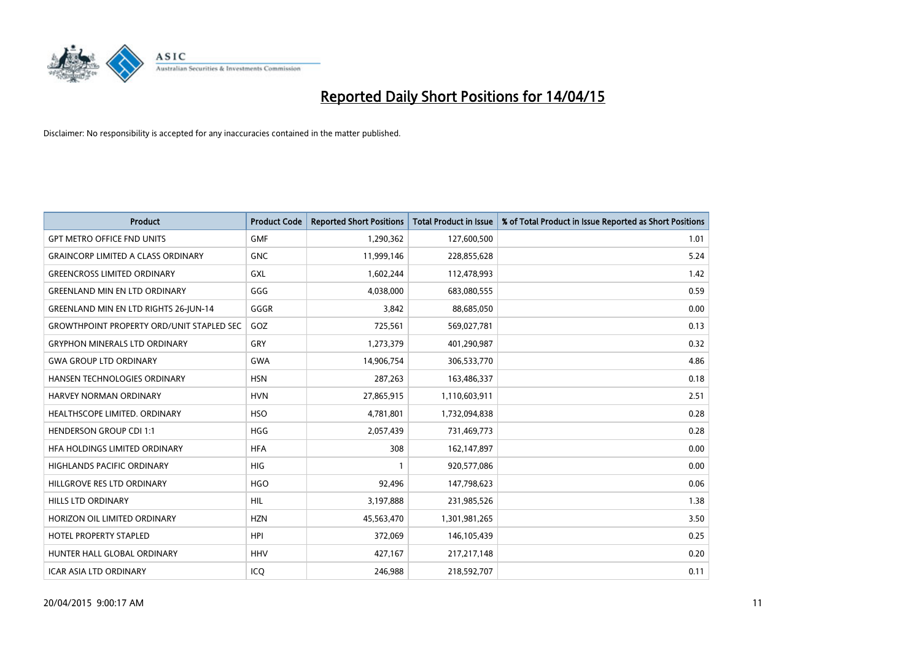# Reported Daily Short Positions for 14/04/15

Disclaimer: No responsibility is accepted for any inaccuracies contained in the matter published.

| Product | Product Code | Reported Short Positions | Total Product in Issue | % of Total Product in Issue Reported as Short Positions |
|---|---|---|---|---|
| GPT METRO OFFICE FND UNITS | GMF | 1,290,362 | 127,600,500 | 1.01 |
| GRAINCORP LIMITED A CLASS ORDINARY | GNC | 11,999,146 | 228,855,628 | 5.24 |
| GREENCROSS LIMITED ORDINARY | GXL | 1,602,244 | 112,478,993 | 1.42 |
| GREENLAND MIN EN LTD ORDINARY | GGG | 4,038,000 | 683,080,555 | 0.59 |
| GREENLAND MIN EN LTD RIGHTS 26-JUN-14 | GGGR | 3,842 | 88,685,050 | 0.00 |
| GROWTHPOINT PROPERTY ORD/UNIT STAPLED SEC | GOZ | 725,561 | 569,027,781 | 0.13 |
| GRYPHON MINERALS LTD ORDINARY | GRY | 1,273,379 | 401,290,987 | 0.32 |
| GWA GROUP LTD ORDINARY | GWA | 14,906,754 | 306,533,770 | 4.86 |
| HANSEN TECHNOLOGIES ORDINARY | HSN | 287,263 | 163,486,337 | 0.18 |
| HARVEY NORMAN ORDINARY | HVN | 27,865,915 | 1,110,603,911 | 2.51 |
| HEALTHSCOPE LIMITED. ORDINARY | HSO | 4,781,801 | 1,732,094,838 | 0.28 |
| HENDERSON GROUP CDI 1:1 | HGG | 2,057,439 | 731,469,773 | 0.28 |
| HFA HOLDINGS LIMITED ORDINARY | HFA | 308 | 162,147,897 | 0.00 |
| HIGHLANDS PACIFIC ORDINARY | HIG | 1 | 920,577,086 | 0.00 |
| HILLGROVE RES LTD ORDINARY | HGO | 92,496 | 147,798,623 | 0.06 |
| HILLS LTD ORDINARY | HIL | 3,197,888 | 231,985,526 | 1.38 |
| HORIZON OIL LIMITED ORDINARY | HZN | 45,563,470 | 1,301,981,265 | 3.50 |
| HOTEL PROPERTY STAPLED | HPI | 372,069 | 146,105,439 | 0.25 |
| HUNTER HALL GLOBAL ORDINARY | HHV | 427,167 | 217,217,148 | 0.20 |
| ICAR ASIA LTD ORDINARY | ICQ | 246,988 | 218,592,707 | 0.11 |

20/04/2015 9:00:17 AM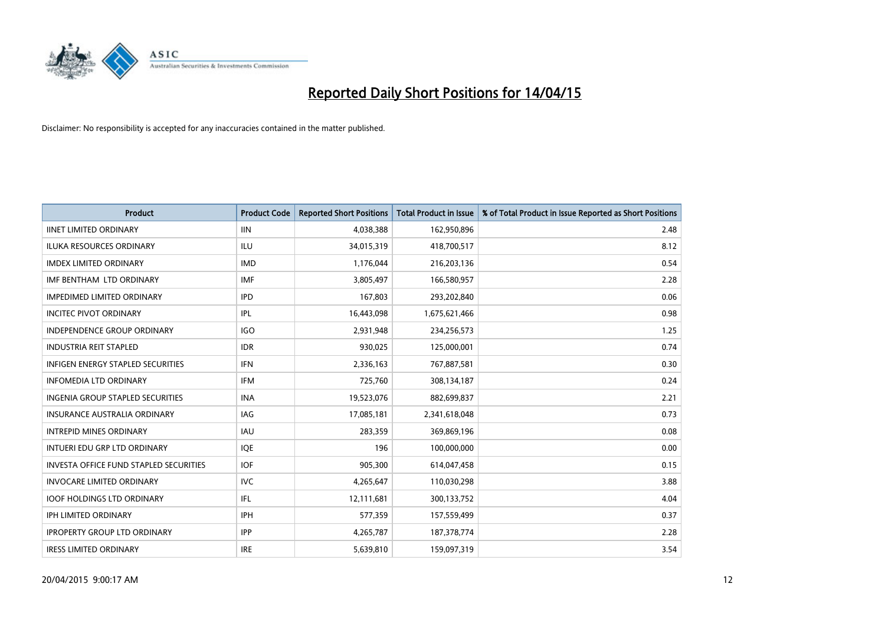# Reported Daily Short Positions for 14/04/15

Disclaimer: No responsibility is accepted for any inaccuracies contained in the matter published.

| Product | Product Code | Reported Short Positions | Total Product in Issue | % of Total Product in Issue Reported as Short Positions |
|---|---|---|---|---|
| IINET LIMITED ORDINARY | IIN | 4,038,388 | 162,950,896 | 2.48 |
| ILUKA RESOURCES ORDINARY | ILU | 34,015,319 | 418,700,517 | 8.12 |
| IMDEX LIMITED ORDINARY | IMD | 1,176,044 | 216,203,136 | 0.54 |
| IMF BENTHAM LTD ORDINARY | IMF | 3,805,497 | 166,580,957 | 2.28 |
| IMPEDIMED LIMITED ORDINARY | IPD | 167,803 | 293,202,840 | 0.06 |
| INCITEC PIVOT ORDINARY | IPL | 16,443,098 | 1,675,621,466 | 0.98 |
| INDEPENDENCE GROUP ORDINARY | IGO | 2,931,948 | 234,256,573 | 1.25 |
| INDUSTRIA REIT STAPLED | IDR | 930,025 | 125,000,001 | 0.74 |
| INFIGEN ENERGY STAPLED SECURITIES | IFN | 2,336,163 | 767,887,581 | 0.30 |
| INFOMEDIA LTD ORDINARY | IFM | 725,760 | 308,134,187 | 0.24 |
| INGENIA GROUP STAPLED SECURITIES | INA | 19,523,076 | 882,699,837 | 2.21 |
| INSURANCE AUSTRALIA ORDINARY | IAG | 17,085,181 | 2,341,618,048 | 0.73 |
| INTREPID MINES ORDINARY | IAU | 283,359 | 369,869,196 | 0.08 |
| INTUERI EDU GRP LTD ORDINARY | IQE | 196 | 100,000,000 | 0.00 |
| INVESTA OFFICE FUND STAPLED SECURITIES | IOF | 905,300 | 614,047,458 | 0.15 |
| INVOCARE LIMITED ORDINARY | IVC | 4,265,647 | 110,030,298 | 3.88 |
| IOOF HOLDINGS LTD ORDINARY | IFL | 12,111,681 | 300,133,752 | 4.04 |
| IPH LIMITED ORDINARY | IPH | 577,359 | 157,559,499 | 0.37 |
| IPROPERTY GROUP LTD ORDINARY | IPP | 4,265,787 | 187,378,774 | 2.28 |
| IRESS LIMITED ORDINARY | IRE | 5,639,810 | 159,097,319 | 3.54 |

20/04/2015 9:00:17 AM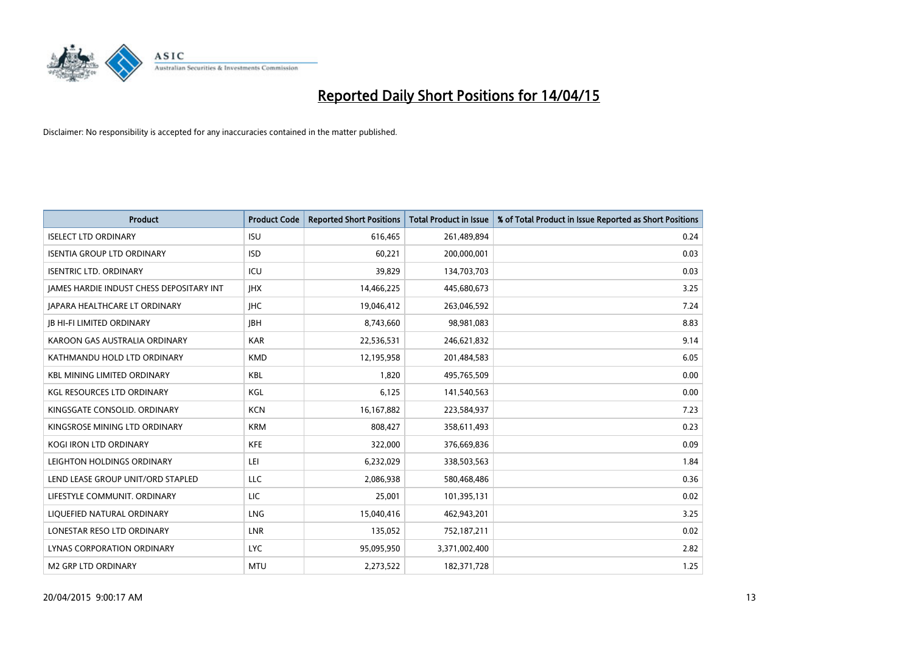# Reported Daily Short Positions for 14/04/15

Disclaimer: No responsibility is accepted for any inaccuracies contained in the matter published.

| Product | Product Code | Reported Short Positions | Total Product in Issue | % of Total Product in Issue Reported as Short Positions |
|---|---|---|---|---|
| ISELECT LTD ORDINARY | ISU | 616,465 | 261,489,894 | 0.24 |
| ISENTIA GROUP LTD ORDINARY | ISD | 60,221 | 200,000,001 | 0.03 |
| ISENTRIC LTD. ORDINARY | ICU | 39,829 | 134,703,703 | 0.03 |
| JAMES HARDIE INDUST CHESS DEPOSITARY INT | JHX | 14,466,225 | 445,680,673 | 3.25 |
| JAPARA HEALTHCARE LT ORDINARY | JHC | 19,046,412 | 263,046,592 | 7.24 |
| JB HI-FI LIMITED ORDINARY | JBH | 8,743,660 | 98,981,083 | 8.83 |
| KAROON GAS AUSTRALIA ORDINARY | KAR | 22,536,531 | 246,621,832 | 9.14 |
| KATHMANDU HOLD LTD ORDINARY | KMD | 12,195,958 | 201,484,583 | 6.05 |
| KBL MINING LIMITED ORDINARY | KBL | 1,820 | 495,765,509 | 0.00 |
| KGL RESOURCES LTD ORDINARY | KGL | 6,125 | 141,540,563 | 0.00 |
| KINGSGATE CONSOLID. ORDINARY | KCN | 16,167,882 | 223,584,937 | 7.23 |
| KINGSROSE MINING LTD ORDINARY | KRM | 808,427 | 358,611,493 | 0.23 |
| KOGI IRON LTD ORDINARY | KFE | 322,000 | 376,669,836 | 0.09 |
| LEIGHTON HOLDINGS ORDINARY | LEI | 6,232,029 | 338,503,563 | 1.84 |
| LEND LEASE GROUP UNIT/ORD STAPLED | LLC | 2,086,938 | 580,468,486 | 0.36 |
| LIFESTYLE COMMUNIT. ORDINARY | LIC | 25,001 | 101,395,131 | 0.02 |
| LIQUEFIED NATURAL ORDINARY | LNG | 15,040,416 | 462,943,201 | 3.25 |
| LONESTAR RESO LTD ORDINARY | LNR | 135,052 | 752,187,211 | 0.02 |
| LYNAS CORPORATION ORDINARY | LYC | 95,095,950 | 3,371,002,400 | 2.82 |
| M2 GRP LTD ORDINARY | MTU | 2,273,522 | 182,371,728 | 1.25 |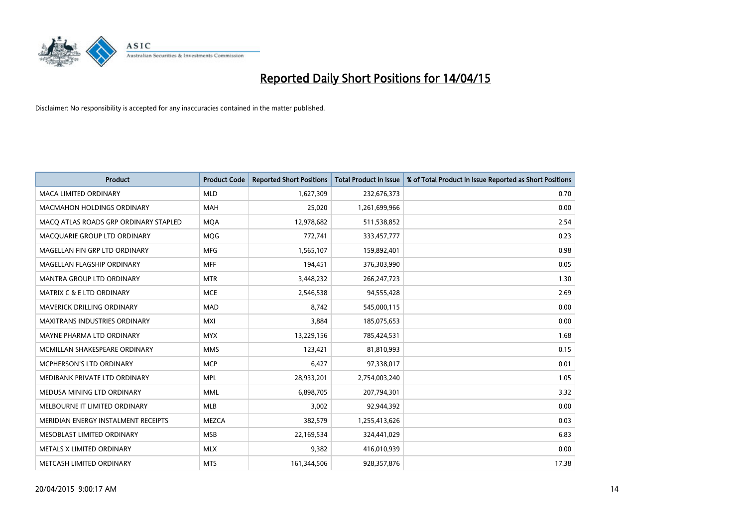# Reported Daily Short Positions for 14/04/15

Disclaimer: No responsibility is accepted for any inaccuracies contained in the matter published.

| Product | Product Code | Reported Short Positions | Total Product in Issue | % of Total Product in Issue Reported as Short Positions |
|---|---|---|---|---|
| MACA LIMITED ORDINARY | MLD | 1,627,309 | 232,676,373 | 0.70 |
| MACMAHON HOLDINGS ORDINARY | MAH | 25,020 | 1,261,699,966 | 0.00 |
| MACQ ATLAS ROADS GRP ORDINARY STAPLED | MQA | 12,978,682 | 511,538,852 | 2.54 |
| MACQUARIE GROUP LTD ORDINARY | MQG | 772,741 | 333,457,777 | 0.23 |
| MAGELLAN FIN GRP LTD ORDINARY | MFG | 1,565,107 | 159,892,401 | 0.98 |
| MAGELLAN FLAGSHIP ORDINARY | MFF | 194,451 | 376,303,990 | 0.05 |
| MANTRA GROUP LTD ORDINARY | MTR | 3,448,232 | 266,247,723 | 1.30 |
| MATRIX C & E LTD ORDINARY | MCE | 2,546,538 | 94,555,428 | 2.69 |
| MAVERICK DRILLING ORDINARY | MAD | 8,742 | 545,000,115 | 0.00 |
| MAXITRANS INDUSTRIES ORDINARY | MXI | 3,884 | 185,075,653 | 0.00 |
| MAYNE PHARMA LTD ORDINARY | MYX | 13,229,156 | 785,424,531 | 1.68 |
| MCMILLAN SHAKESPEARE ORDINARY | MMS | 123,421 | 81,810,993 | 0.15 |
| MCPHERSON'S LTD ORDINARY | MCP | 6,427 | 97,338,017 | 0.01 |
| MEDIBANK PRIVATE LTD ORDINARY | MPL | 28,933,201 | 2,754,003,240 | 1.05 |
| MEDUSA MINING LTD ORDINARY | MML | 6,898,705 | 207,794,301 | 3.32 |
| MELBOURNE IT LIMITED ORDINARY | MLB | 3,002 | 92,944,392 | 0.00 |
| MERIDIAN ENERGY INSTALMENT RECEIPTS | MEZCA | 382,579 | 1,255,413,626 | 0.03 |
| MESOBLAST LIMITED ORDINARY | MSB | 22,169,534 | 324,441,029 | 6.83 |
| METALS X LIMITED ORDINARY | MLX | 9,382 | 416,010,939 | 0.00 |
| METCASH LIMITED ORDINARY | MTS | 161,344,506 | 928,357,876 | 17.38 |

20/04/2015 9:00:17 AM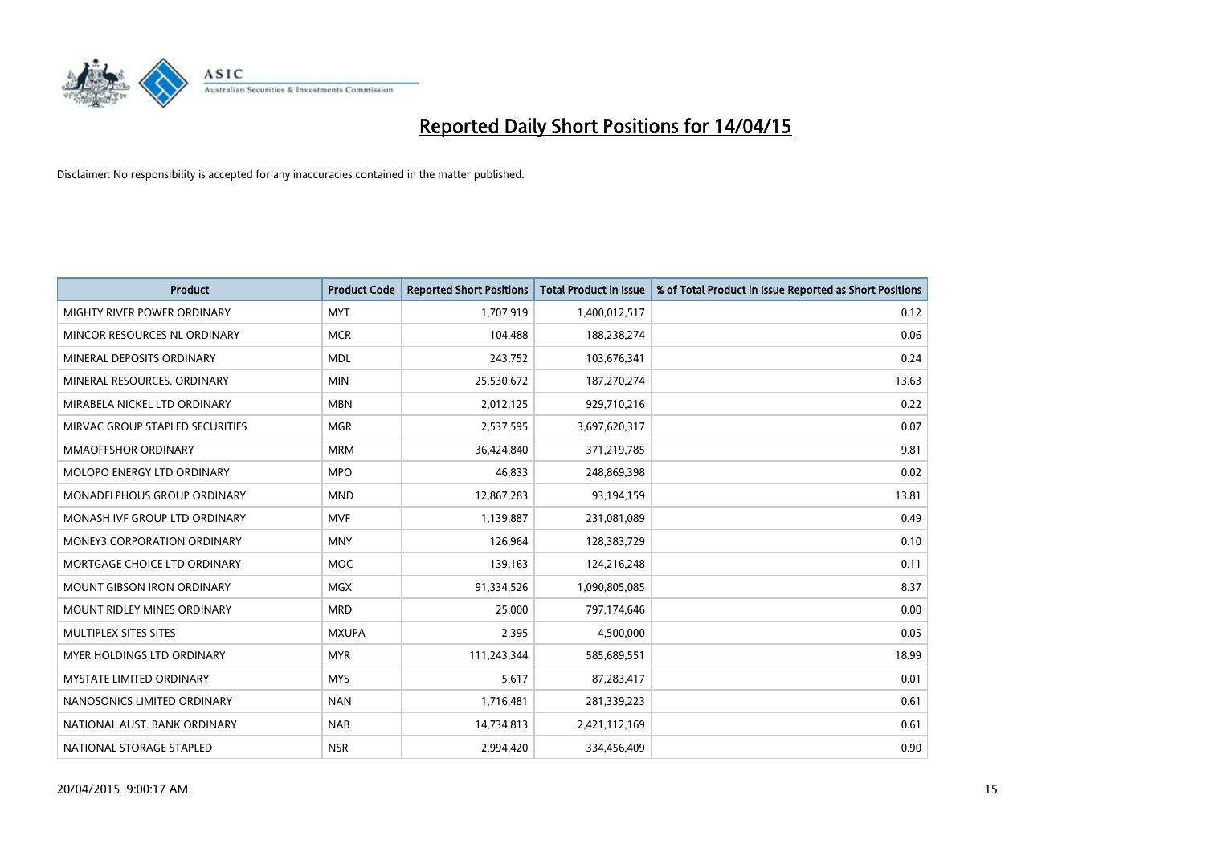# Reported Daily Short Positions for 14/04/15

Disclaimer: No responsibility is accepted for any inaccuracies contained in the matter published.

| Product | Product Code | Reported Short Positions | Total Product in Issue | % of Total Product in Issue Reported as Short Positions |
|---|---|---|---|---|
| MIGHTY RIVER POWER ORDINARY | MYT | 1,707,919 | 1,400,012,517 | 0.12 |
| MINCOR RESOURCES NL ORDINARY | MCR | 104,488 | 188,238,274 | 0.06 |
| MINERAL DEPOSITS ORDINARY | MDL | 243,752 | 103,676,341 | 0.24 |
| MINERAL RESOURCES. ORDINARY | MIN | 25,530,672 | 187,270,274 | 13.63 |
| MIRABELA NICKEL LTD ORDINARY | MBN | 2,012,125 | 929,710,216 | 0.22 |
| MIRVAC GROUP STAPLED SECURITIES | MGR | 2,537,595 | 3,697,620,317 | 0.07 |
| MMAOFFSHOR ORDINARY | MRM | 36,424,840 | 371,219,785 | 9.81 |
| MOLOPO ENERGY LTD ORDINARY | MPO | 46,833 | 248,869,398 | 0.02 |
| MONADELPHOUS GROUP ORDINARY | MND | 12,867,283 | 93,194,159 | 13.81 |
| MONASH IVF GROUP LTD ORDINARY | MVF | 1,139,887 | 231,081,089 | 0.49 |
| MONEY3 CORPORATION ORDINARY | MNY | 126,964 | 128,383,729 | 0.10 |
| MORTGAGE CHOICE LTD ORDINARY | MOC | 139,163 | 124,216,248 | 0.11 |
| MOUNT GIBSON IRON ORDINARY | MGX | 91,334,526 | 1,090,805,085 | 8.37 |
| MOUNT RIDLEY MINES ORDINARY | MRD | 25,000 | 797,174,646 | 0.00 |
| MULTIPLEX SITES SITES | MXUPA | 2,395 | 4,500,000 | 0.05 |
| MYER HOLDINGS LTD ORDINARY | MYR | 111,243,344 | 585,689,551 | 18.99 |
| MYSTATE LIMITED ORDINARY | MYS | 5,617 | 87,283,417 | 0.01 |
| NANOSONICS LIMITED ORDINARY | NAN | 1,716,481 | 281,339,223 | 0.61 |
| NATIONAL AUST. BANK ORDINARY | NAB | 14,734,813 | 2,421,112,169 | 0.61 |
| NATIONAL STORAGE STAPLED | NSR | 2,994,420 | 334,456,409 | 0.90 |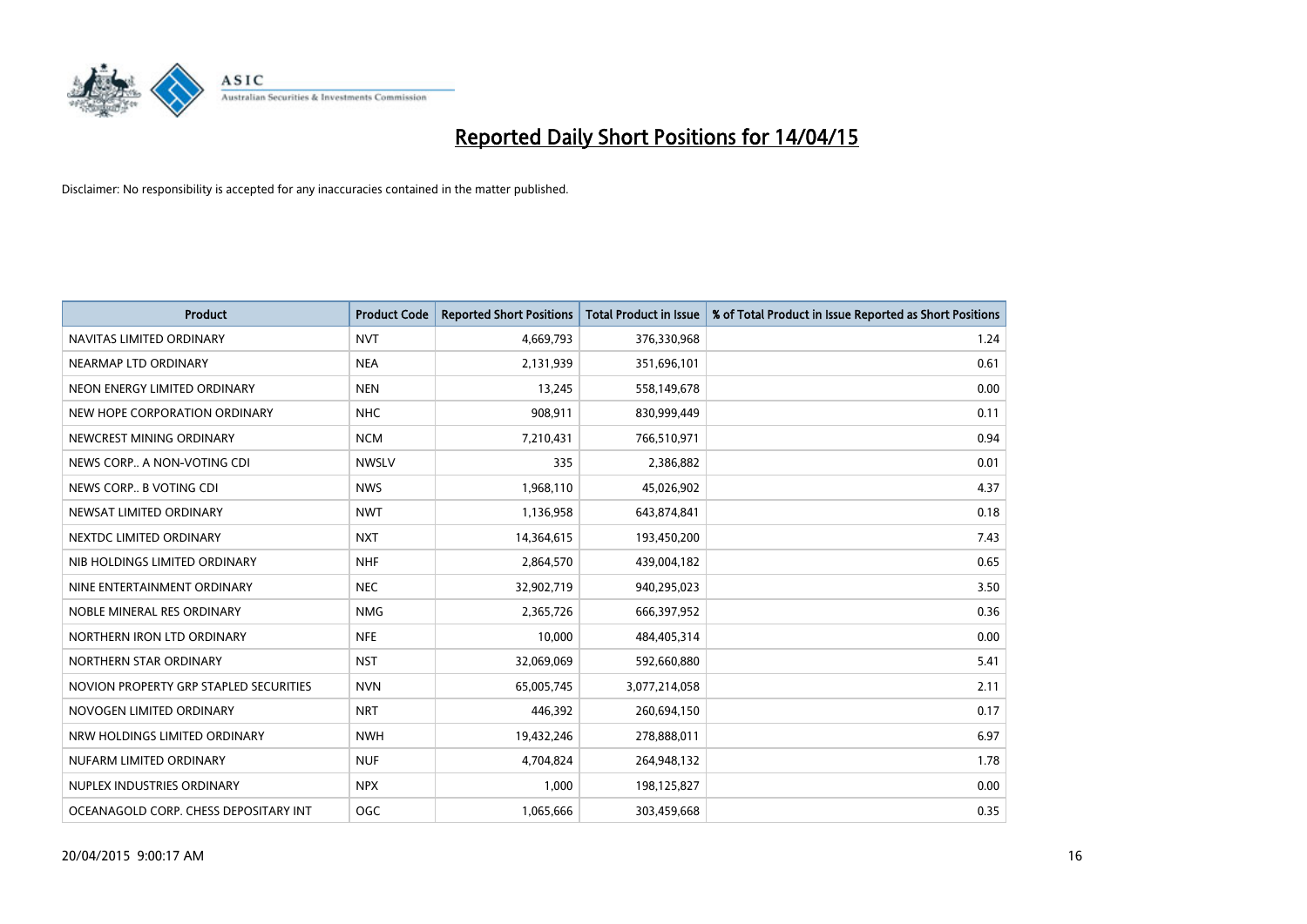# Reported Daily Short Positions for 14/04/15

Disclaimer: No responsibility is accepted for any inaccuracies contained in the matter published.

| Product | Product Code | Reported Short Positions | Total Product in Issue | % of Total Product in Issue Reported as Short Positions |
|---|---|---|---|---|
| NAVITAS LIMITED ORDINARY | NVT | 4,669,793 | 376,330,968 | 1.24 |
| NEARMAP LTD ORDINARY | NEA | 2,131,939 | 351,696,101 | 0.61 |
| NEON ENERGY LIMITED ORDINARY | NEN | 13,245 | 558,149,678 | 0.00 |
| NEW HOPE CORPORATION ORDINARY | NHC | 908,911 | 830,999,449 | 0.11 |
| NEWCREST MINING ORDINARY | NCM | 7,210,431 | 766,510,971 | 0.94 |
| NEWS CORP.. A NON-VOTING CDI | NWSLV | 335 | 2,386,882 | 0.01 |
| NEWS CORP.. B VOTING CDI | NWS | 1,968,110 | 45,026,902 | 4.37 |
| NEWSAT LIMITED ORDINARY | NWT | 1,136,958 | 643,874,841 | 0.18 |
| NEXTDC LIMITED ORDINARY | NXT | 14,364,615 | 193,450,200 | 7.43 |
| NIB HOLDINGS LIMITED ORDINARY | NHF | 2,864,570 | 439,004,182 | 0.65 |
| NINE ENTERTAINMENT ORDINARY | NEC | 32,902,719 | 940,295,023 | 3.50 |
| NOBLE MINERAL RES ORDINARY | NMG | 2,365,726 | 666,397,952 | 0.36 |
| NORTHERN IRON LTD ORDINARY | NFE | 10,000 | 484,405,314 | 0.00 |
| NORTHERN STAR ORDINARY | NST | 32,069,069 | 592,660,880 | 5.41 |
| NOVION PROPERTY GRP STAPLED SECURITIES | NVN | 65,005,745 | 3,077,214,058 | 2.11 |
| NOVOGEN LIMITED ORDINARY | NRT | 446,392 | 260,694,150 | 0.17 |
| NRW HOLDINGS LIMITED ORDINARY | NWH | 19,432,246 | 278,888,011 | 6.97 |
| NUFARM LIMITED ORDINARY | NUF | 4,704,824 | 264,948,132 | 1.78 |
| NUPLEX INDUSTRIES ORDINARY | NPX | 1,000 | 198,125,827 | 0.00 |
| OCEANAGOLD CORP. CHESS DEPOSITARY INT | OGC | 1,065,666 | 303,459,668 | 0.35 |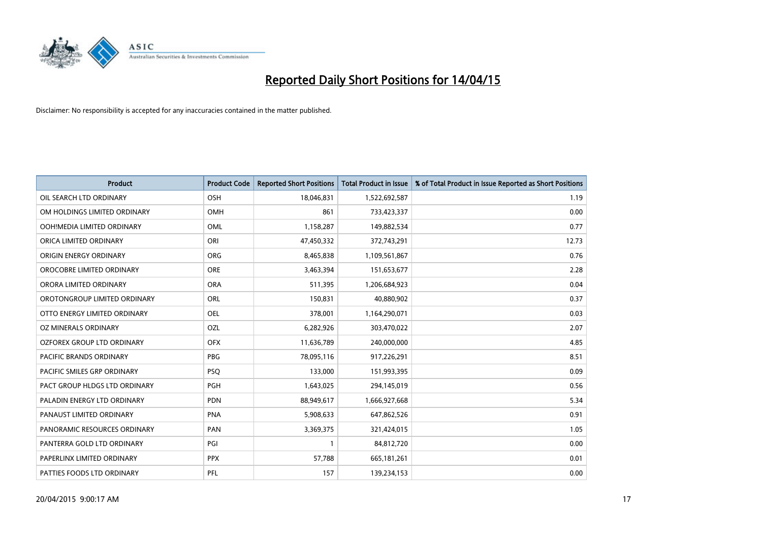# Reported Daily Short Positions for 14/04/15

Disclaimer: No responsibility is accepted for any inaccuracies contained in the matter published.

| Product | Product Code | Reported Short Positions | Total Product in Issue | % of Total Product in Issue Reported as Short Positions |
|---|---|---|---|---|
| OIL SEARCH LTD ORDINARY | OSH | 18,046,831 | 1,522,692,587 | 1.19 |
| OM HOLDINGS LIMITED ORDINARY | OMH | 861 | 733,423,337 | 0.00 |
| OOH!MEDIA LIMITED ORDINARY | OML | 1,158,287 | 149,882,534 | 0.77 |
| ORICA LIMITED ORDINARY | ORI | 47,450,332 | 372,743,291 | 12.73 |
| ORIGIN ENERGY ORDINARY | ORG | 8,465,838 | 1,109,561,867 | 0.76 |
| OROCOBRE LIMITED ORDINARY | ORE | 3,463,394 | 151,653,677 | 2.28 |
| ORORA LIMITED ORDINARY | ORA | 511,395 | 1,206,684,923 | 0.04 |
| OROTONGROUP LIMITED ORDINARY | ORL | 150,831 | 40,880,902 | 0.37 |
| OTTO ENERGY LIMITED ORDINARY | OEL | 378,001 | 1,164,290,071 | 0.03 |
| OZ MINERALS ORDINARY | OZL | 6,282,926 | 303,470,022 | 2.07 |
| OZFOREX GROUP LTD ORDINARY | OFX | 11,636,789 | 240,000,000 | 4.85 |
| PACIFIC BRANDS ORDINARY | PBG | 78,095,116 | 917,226,291 | 8.51 |
| PACIFIC SMILES GRP ORDINARY | PSQ | 133,000 | 151,993,395 | 0.09 |
| PACT GROUP HLDGS LTD ORDINARY | PGH | 1,643,025 | 294,145,019 | 0.56 |
| PALADIN ENERGY LTD ORDINARY | PDN | 88,949,617 | 1,666,927,668 | 5.34 |
| PANAUST LIMITED ORDINARY | PNA | 5,908,633 | 647,862,526 | 0.91 |
| PANORAMIC RESOURCES ORDINARY | PAN | 3,369,375 | 321,424,015 | 1.05 |
| PANTERRA GOLD LTD ORDINARY | PGI | 1 | 84,812,720 | 0.00 |
| PAPERLINX LIMITED ORDINARY | PPX | 57,788 | 665,181,261 | 0.01 |
| PATTIES FOODS LTD ORDINARY | PFL | 157 | 139,234,153 | 0.00 |

20/04/2015 9:00:17 AM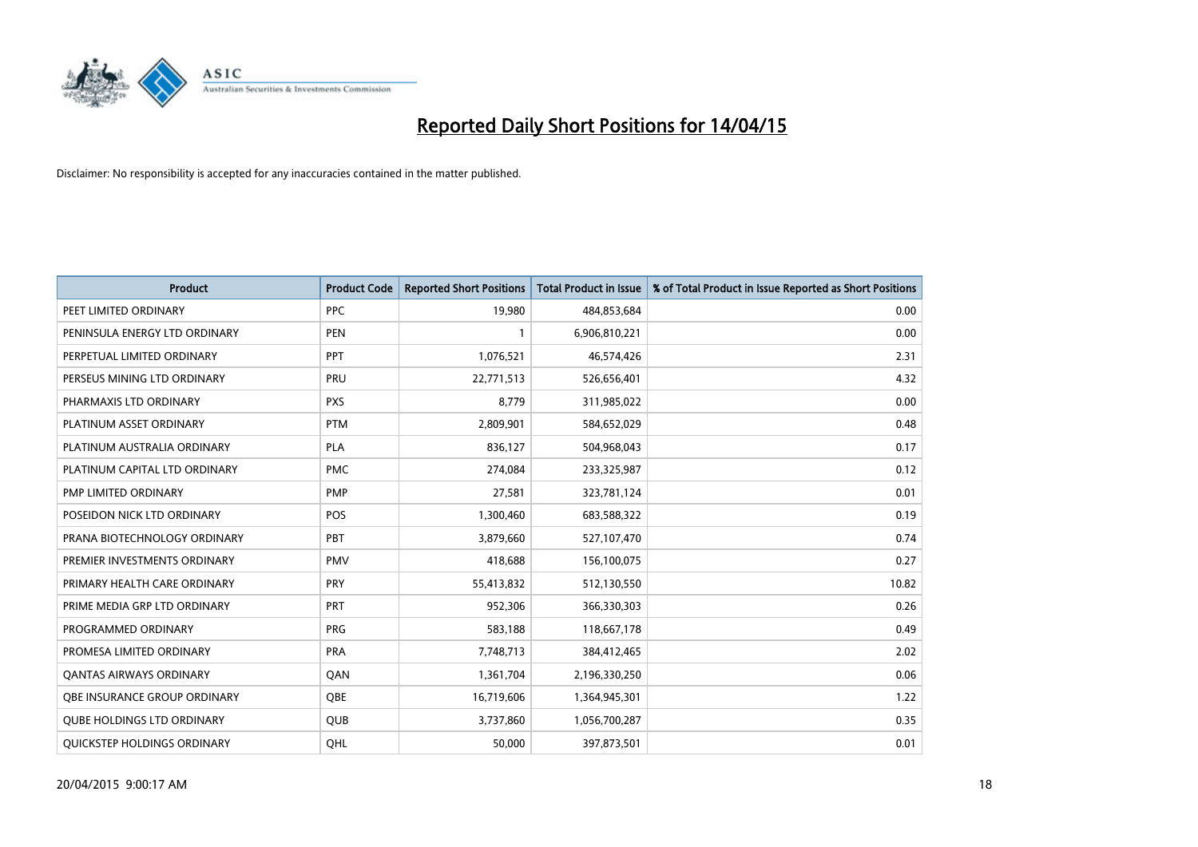# Reported Daily Short Positions for 14/04/15

Disclaimer: No responsibility is accepted for any inaccuracies contained in the matter published.

| Product | Product Code | Reported Short Positions | Total Product in Issue | % of Total Product in Issue Reported as Short Positions |
|---|---|---|---|---|
| PEET LIMITED ORDINARY | PPC | 19,980 | 484,853,684 | 0.00 |
| PENINSULA ENERGY LTD ORDINARY | PEN | 1 | 6,906,810,221 | 0.00 |
| PERPETUAL LIMITED ORDINARY | PPT | 1,076,521 | 46,574,426 | 2.31 |
| PERSEUS MINING LTD ORDINARY | PRU | 22,771,513 | 526,656,401 | 4.32 |
| PHARMAXIS LTD ORDINARY | PXS | 8,779 | 311,985,022 | 0.00 |
| PLATINUM ASSET ORDINARY | PTM | 2,809,901 | 584,652,029 | 0.48 |
| PLATINUM AUSTRALIA ORDINARY | PLA | 836,127 | 504,968,043 | 0.17 |
| PLATINUM CAPITAL LTD ORDINARY | PMC | 274,084 | 233,325,987 | 0.12 |
| PMP LIMITED ORDINARY | PMP | 27,581 | 323,781,124 | 0.01 |
| POSEIDON NICK LTD ORDINARY | POS | 1,300,460 | 683,588,322 | 0.19 |
| PRANA BIOTECHNOLOGY ORDINARY | PBT | 3,879,660 | 527,107,470 | 0.74 |
| PREMIER INVESTMENTS ORDINARY | PMV | 418,688 | 156,100,075 | 0.27 |
| PRIMARY HEALTH CARE ORDINARY | PRY | 55,413,832 | 512,130,550 | 10.82 |
| PRIME MEDIA GRP LTD ORDINARY | PRT | 952,306 | 366,330,303 | 0.26 |
| PROGRAMMED ORDINARY | PRG | 583,188 | 118,667,178 | 0.49 |
| PROMESA LIMITED ORDINARY | PRA | 7,748,713 | 384,412,465 | 2.02 |
| QANTAS AIRWAYS ORDINARY | QAN | 1,361,704 | 2,196,330,250 | 0.06 |
| QBE INSURANCE GROUP ORDINARY | QBE | 16,719,606 | 1,364,945,301 | 1.22 |
| QUBE HOLDINGS LTD ORDINARY | QUB | 3,737,860 | 1,056,700,287 | 0.35 |
| QUICKSTEP HOLDINGS ORDINARY | QHL | 50,000 | 397,873,501 | 0.01 |

20/04/2015 9:00:17 AM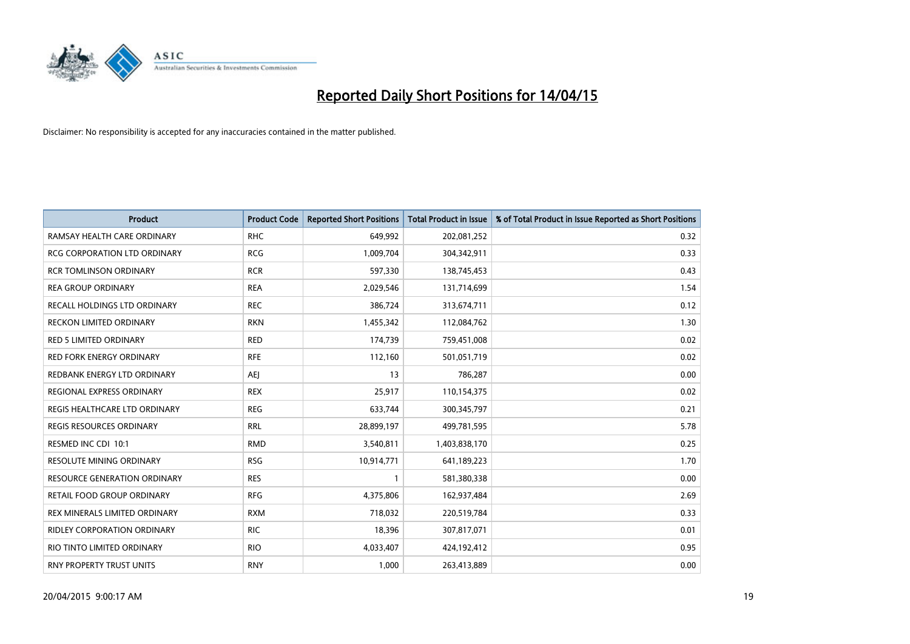# Reported Daily Short Positions for 14/04/15

Disclaimer: No responsibility is accepted for any inaccuracies contained in the matter published.

| Product | Product Code | Reported Short Positions | Total Product in Issue | % of Total Product in Issue Reported as Short Positions |
|---|---|---|---|---|
| RAMSAY HEALTH CARE ORDINARY | RHC | 649,992 | 202,081,252 | 0.32 |
| RCG CORPORATION LTD ORDINARY | RCG | 1,009,704 | 304,342,911 | 0.33 |
| RCR TOMLINSON ORDINARY | RCR | 597,330 | 138,745,453 | 0.43 |
| REA GROUP ORDINARY | REA | 2,029,546 | 131,714,699 | 1.54 |
| RECALL HOLDINGS LTD ORDINARY | REC | 386,724 | 313,674,711 | 0.12 |
| RECKON LIMITED ORDINARY | RKN | 1,455,342 | 112,084,762 | 1.30 |
| RED 5 LIMITED ORDINARY | RED | 174,739 | 759,451,008 | 0.02 |
| RED FORK ENERGY ORDINARY | RFE | 112,160 | 501,051,719 | 0.02 |
| REDBANK ENERGY LTD ORDINARY | AEJ | 13 | 786,287 | 0.00 |
| REGIONAL EXPRESS ORDINARY | REX | 25,917 | 110,154,375 | 0.02 |
| REGIS HEALTHCARE LTD ORDINARY | REG | 633,744 | 300,345,797 | 0.21 |
| REGIS RESOURCES ORDINARY | RRL | 28,899,197 | 499,781,595 | 5.78 |
| RESMED INC CDI 10:1 | RMD | 3,540,811 | 1,403,838,170 | 0.25 |
| RESOLUTE MINING ORDINARY | RSG | 10,914,771 | 641,189,223 | 1.70 |
| RESOURCE GENERATION ORDINARY | RES | 1 | 581,380,338 | 0.00 |
| RETAIL FOOD GROUP ORDINARY | RFG | 4,375,806 | 162,937,484 | 2.69 |
| REX MINERALS LIMITED ORDINARY | RXM | 718,032 | 220,519,784 | 0.33 |
| RIDLEY CORPORATION ORDINARY | RIC | 18,396 | 307,817,071 | 0.01 |
| RIO TINTO LIMITED ORDINARY | RIO | 4,033,407 | 424,192,412 | 0.95 |
| RNY PROPERTY TRUST UNITS | RNY | 1,000 | 263,413,889 | 0.00 |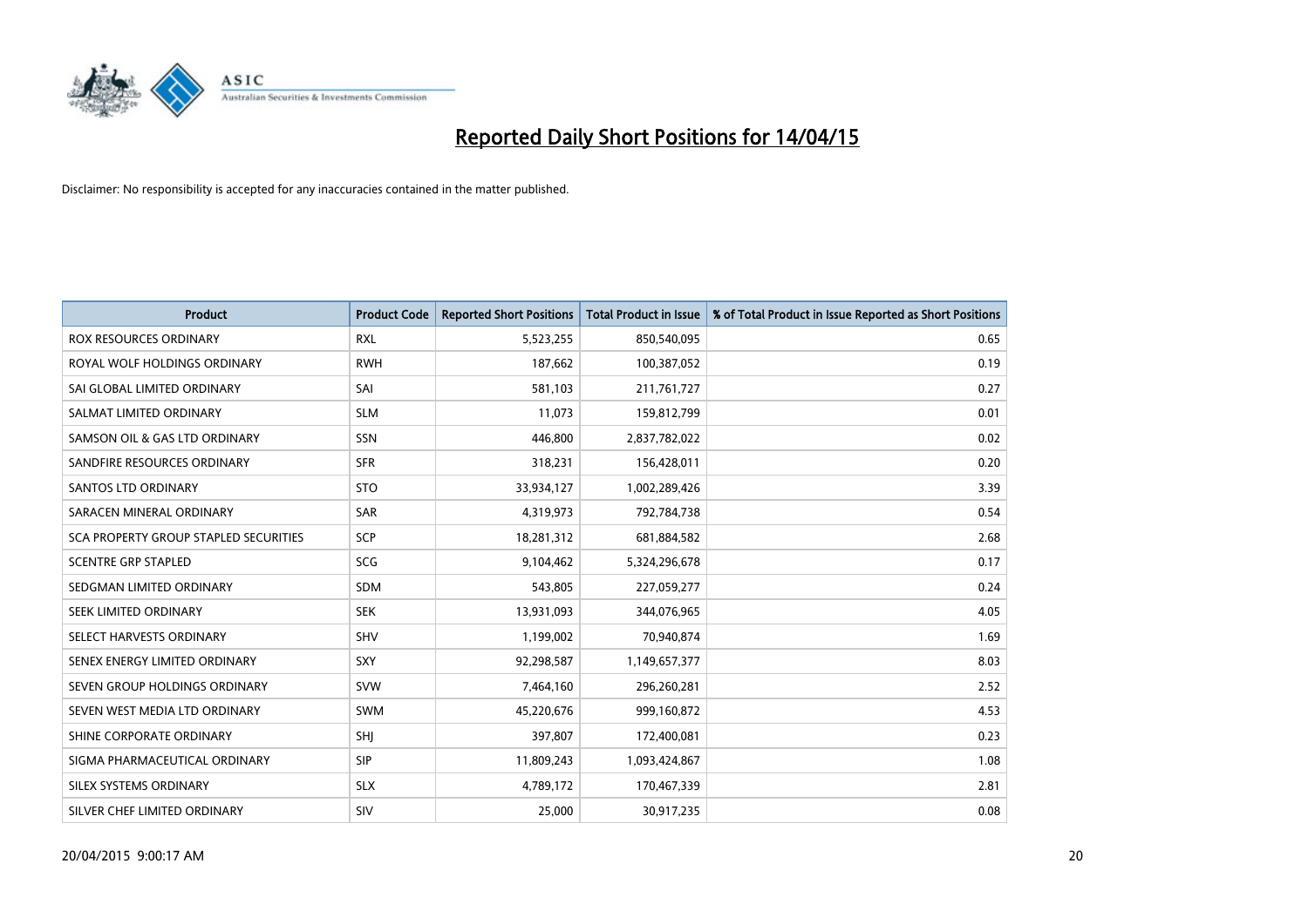# Reported Daily Short Positions for 14/04/15

Disclaimer: No responsibility is accepted for any inaccuracies contained in the matter published.

| Product | Product Code | Reported Short Positions | Total Product in Issue | % of Total Product in Issue Reported as Short Positions |
|---|---|---|---|---|
| ROX RESOURCES ORDINARY | RXL | 5,523,255 | 850,540,095 | 0.65 |
| ROYAL WOLF HOLDINGS ORDINARY | RWH | 187,662 | 100,387,052 | 0.19 |
| SAI GLOBAL LIMITED ORDINARY | SAI | 581,103 | 211,761,727 | 0.27 |
| SALMAT LIMITED ORDINARY | SLM | 11,073 | 159,812,799 | 0.01 |
| SAMSON OIL & GAS LTD ORDINARY | SSN | 446,800 | 2,837,782,022 | 0.02 |
| SANDFIRE RESOURCES ORDINARY | SFR | 318,231 | 156,428,011 | 0.20 |
| SANTOS LTD ORDINARY | STO | 33,934,127 | 1,002,289,426 | 3.39 |
| SARACEN MINERAL ORDINARY | SAR | 4,319,973 | 792,784,738 | 0.54 |
| SCA PROPERTY GROUP STAPLED SECURITIES | SCP | 18,281,312 | 681,884,582 | 2.68 |
| SCENTRE GRP STAPLED | SCG | 9,104,462 | 5,324,296,678 | 0.17 |
| SEDGMAN LIMITED ORDINARY | SDM | 543,805 | 227,059,277 | 0.24 |
| SEEK LIMITED ORDINARY | SEK | 13,931,093 | 344,076,965 | 4.05 |
| SELECT HARVESTS ORDINARY | SHV | 1,199,002 | 70,940,874 | 1.69 |
| SENEX ENERGY LIMITED ORDINARY | SXY | 92,298,587 | 1,149,657,377 | 8.03 |
| SEVEN GROUP HOLDINGS ORDINARY | SVW | 7,464,160 | 296,260,281 | 2.52 |
| SEVEN WEST MEDIA LTD ORDINARY | SWM | 45,220,676 | 999,160,872 | 4.53 |
| SHINE CORPORATE ORDINARY | SHJ | 397,807 | 172,400,081 | 0.23 |
| SIGMA PHARMACEUTICAL ORDINARY | SIP | 11,809,243 | 1,093,424,867 | 1.08 |
| SILEX SYSTEMS ORDINARY | SLX | 4,789,172 | 170,467,339 | 2.81 |
| SILVER CHEF LIMITED ORDINARY | SIV | 25,000 | 30,917,235 | 0.08 |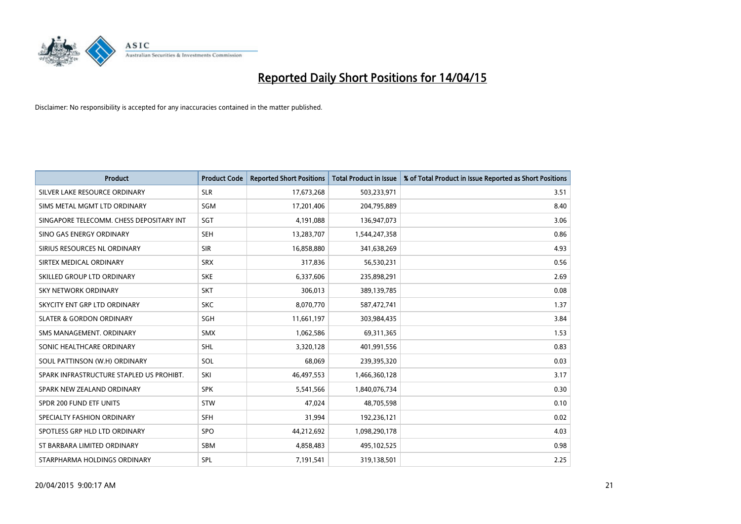# Reported Daily Short Positions for 14/04/15

Disclaimer: No responsibility is accepted for any inaccuracies contained in the matter published.

| Product | Product Code | Reported Short Positions | Total Product in Issue | % of Total Product in Issue Reported as Short Positions |
|---|---|---|---|---|
| SILVER LAKE RESOURCE ORDINARY | SLR | 17,673,268 | 503,233,971 | 3.51 |
| SIMS METAL MGMT LTD ORDINARY | SGM | 17,201,406 | 204,795,889 | 8.40 |
| SINGAPORE TELECOMM. CHESS DEPOSITARY INT | SGT | 4,191,088 | 136,947,073 | 3.06 |
| SINO GAS ENERGY ORDINARY | SEH | 13,283,707 | 1,544,247,358 | 0.86 |
| SIRIUS RESOURCES NL ORDINARY | SIR | 16,858,880 | 341,638,269 | 4.93 |
| SIRTEX MEDICAL ORDINARY | SRX | 317,836 | 56,530,231 | 0.56 |
| SKILLED GROUP LTD ORDINARY | SKE | 6,337,606 | 235,898,291 | 2.69 |
| SKY NETWORK ORDINARY | SKT | 306,013 | 389,139,785 | 0.08 |
| SKYCITY ENT GRP LTD ORDINARY | SKC | 8,070,770 | 587,472,741 | 1.37 |
| SLATER & GORDON ORDINARY | SGH | 11,661,197 | 303,984,435 | 3.84 |
| SMS MANAGEMENT. ORDINARY | SMX | 1,062,586 | 69,311,365 | 1.53 |
| SONIC HEALTHCARE ORDINARY | SHL | 3,320,128 | 401,991,556 | 0.83 |
| SOUL PATTINSON (W.H) ORDINARY | SOL | 68,069 | 239,395,320 | 0.03 |
| SPARK INFRASTRUCTURE STAPLED US PROHIBT. | SKI | 46,497,553 | 1,466,360,128 | 3.17 |
| SPARK NEW ZEALAND ORDINARY | SPK | 5,541,566 | 1,840,076,734 | 0.30 |
| SPDR 200 FUND ETF UNITS | STW | 47,024 | 48,705,598 | 0.10 |
| SPECIALTY FASHION ORDINARY | SFH | 31,994 | 192,236,121 | 0.02 |
| SPOTLESS GRP HLD LTD ORDINARY | SPO | 44,212,692 | 1,098,290,178 | 4.03 |
| ST BARBARA LIMITED ORDINARY | SBM | 4,858,483 | 495,102,525 | 0.98 |
| STARPHARMA HOLDINGS ORDINARY | SPL | 7,191,541 | 319,138,501 | 2.25 |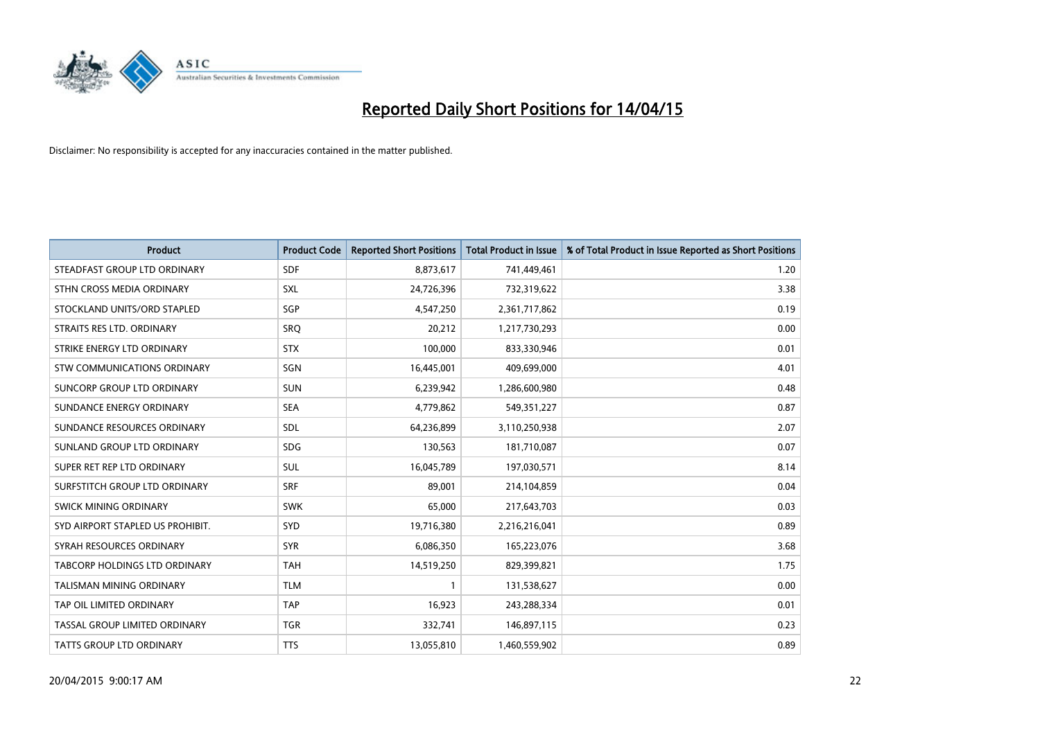# Reported Daily Short Positions for 14/04/15

Disclaimer: No responsibility is accepted for any inaccuracies contained in the matter published.

| Product | Product Code | Reported Short Positions | Total Product in Issue | % of Total Product in Issue Reported as Short Positions |
|---|---|---|---|---|
| STEADFAST GROUP LTD ORDINARY | SDF | 8,873,617 | 741,449,461 | 1.20 |
| STHN CROSS MEDIA ORDINARY | SXL | 24,726,396 | 732,319,622 | 3.38 |
| STOCKLAND UNITS/ORD STAPLED | SGP | 4,547,250 | 2,361,717,862 | 0.19 |
| STRAITS RES LTD. ORDINARY | SRQ | 20,212 | 1,217,730,293 | 0.00 |
| STRIKE ENERGY LTD ORDINARY | STX | 100,000 | 833,330,946 | 0.01 |
| STW COMMUNICATIONS ORDINARY | SGN | 16,445,001 | 409,699,000 | 4.01 |
| SUNCORP GROUP LTD ORDINARY | SUN | 6,239,942 | 1,286,600,980 | 0.48 |
| SUNDANCE ENERGY ORDINARY | SEA | 4,779,862 | 549,351,227 | 0.87 |
| SUNDANCE RESOURCES ORDINARY | SDL | 64,236,899 | 3,110,250,938 | 2.07 |
| SUNLAND GROUP LTD ORDINARY | SDG | 130,563 | 181,710,087 | 0.07 |
| SUPER RET REP LTD ORDINARY | SUL | 16,045,789 | 197,030,571 | 8.14 |
| SURFSTITCH GROUP LTD ORDINARY | SRF | 89,001 | 214,104,859 | 0.04 |
| SWICK MINING ORDINARY | SWK | 65,000 | 217,643,703 | 0.03 |
| SYD AIRPORT STAPLED US PROHIBIT. | SYD | 19,716,380 | 2,216,216,041 | 0.89 |
| SYRAH RESOURCES ORDINARY | SYR | 6,086,350 | 165,223,076 | 3.68 |
| TABCORP HOLDINGS LTD ORDINARY | TAH | 14,519,250 | 829,399,821 | 1.75 |
| TALISMAN MINING ORDINARY | TLM | 1 | 131,538,627 | 0.00 |
| TAP OIL LIMITED ORDINARY | TAP | 16,923 | 243,288,334 | 0.01 |
| TASSAL GROUP LIMITED ORDINARY | TGR | 332,741 | 146,897,115 | 0.23 |
| TATTS GROUP LTD ORDINARY | TTS | 13,055,810 | 1,460,559,902 | 0.89 |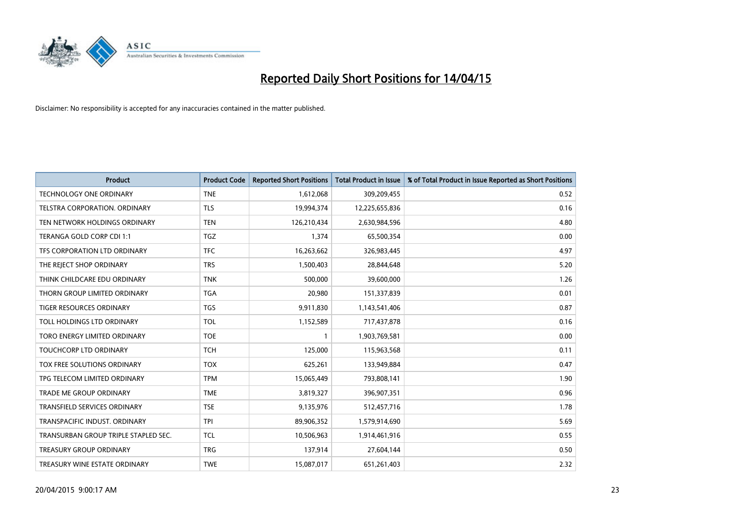# Reported Daily Short Positions for 14/04/15

Disclaimer: No responsibility is accepted for any inaccuracies contained in the matter published.

| Product | Product Code | Reported Short Positions | Total Product in Issue | % of Total Product in Issue Reported as Short Positions |
|---|---|---|---|---|
| TECHNOLOGY ONE ORDINARY | TNE | 1,612,068 | 309,209,455 | 0.52 |
| TELSTRA CORPORATION. ORDINARY | TLS | 19,994,374 | 12,225,655,836 | 0.16 |
| TEN NETWORK HOLDINGS ORDINARY | TEN | 126,210,434 | 2,630,984,596 | 4.80 |
| TERANGA GOLD CORP CDI 1:1 | TGZ | 1,374 | 65,500,354 | 0.00 |
| TFS CORPORATION LTD ORDINARY | TFC | 16,263,662 | 326,983,445 | 4.97 |
| THE REJECT SHOP ORDINARY | TRS | 1,500,403 | 28,844,648 | 5.20 |
| THINK CHILDCARE EDU ORDINARY | TNK | 500,000 | 39,600,000 | 1.26 |
| THORN GROUP LIMITED ORDINARY | TGA | 20,980 | 151,337,839 | 0.01 |
| TIGER RESOURCES ORDINARY | TGS | 9,911,830 | 1,143,541,406 | 0.87 |
| TOLL HOLDINGS LTD ORDINARY | TOL | 1,152,589 | 717,437,878 | 0.16 |
| TORO ENERGY LIMITED ORDINARY | TOE | 1 | 1,903,769,581 | 0.00 |
| TOUCHCORP LTD ORDINARY | TCH | 125,000 | 115,963,568 | 0.11 |
| TOX FREE SOLUTIONS ORDINARY | TOX | 625,261 | 133,949,884 | 0.47 |
| TPG TELECOM LIMITED ORDINARY | TPM | 15,065,449 | 793,808,141 | 1.90 |
| TRADE ME GROUP ORDINARY | TME | 3,819,327 | 396,907,351 | 0.96 |
| TRANSFIELD SERVICES ORDINARY | TSE | 9,135,976 | 512,457,716 | 1.78 |
| TRANSPACIFIC INDUST. ORDINARY | TPI | 89,906,352 | 1,579,914,690 | 5.69 |
| TRANSURBAN GROUP TRIPLE STAPLED SEC. | TCL | 10,506,963 | 1,914,461,916 | 0.55 |
| TREASURY GROUP ORDINARY | TRG | 137,914 | 27,604,144 | 0.50 |
| TREASURY WINE ESTATE ORDINARY | TWE | 15,087,017 | 651,261,403 | 2.32 |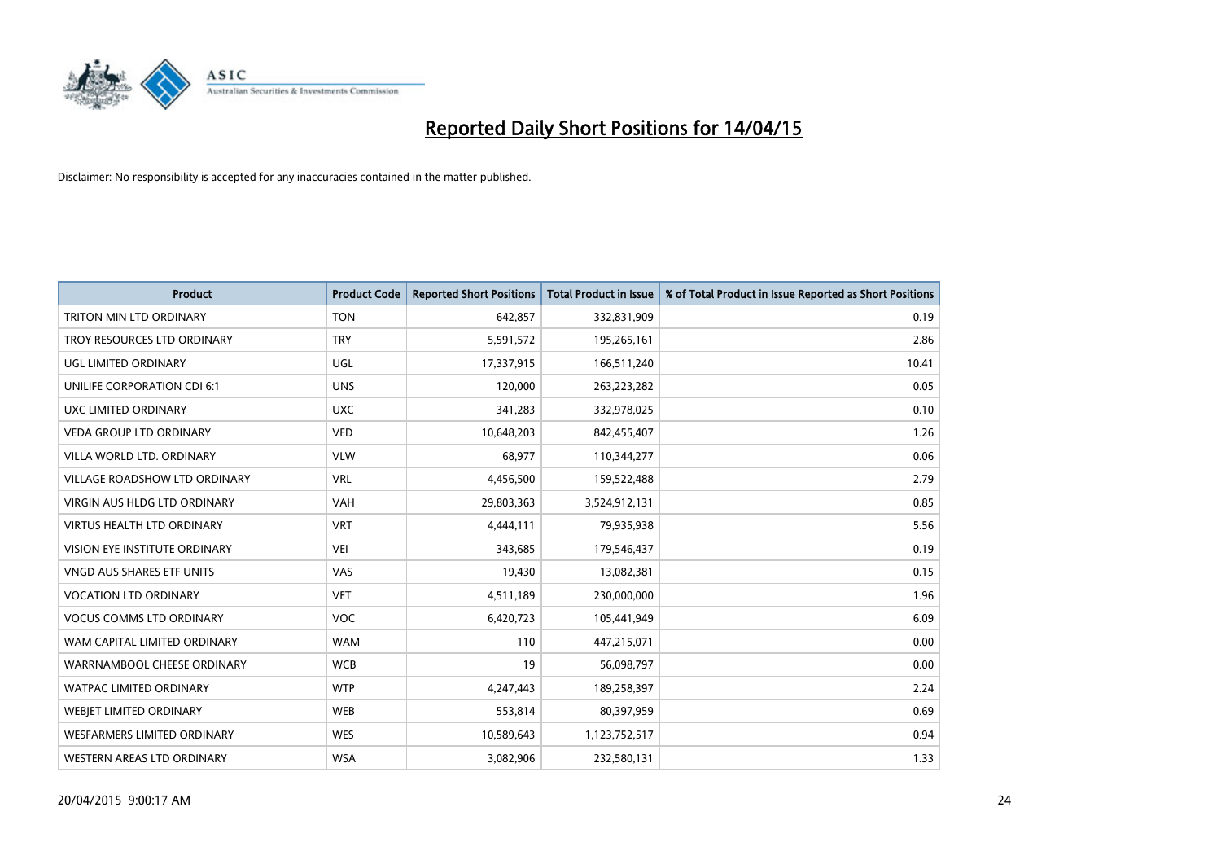# Reported Daily Short Positions for 14/04/15

Disclaimer: No responsibility is accepted for any inaccuracies contained in the matter published.

| Product | Product Code | Reported Short Positions | Total Product in Issue | % of Total Product in Issue Reported as Short Positions |
|---|---|---|---|---|
| TRITON MIN LTD ORDINARY | TON | 642,857 | 332,831,909 | 0.19 |
| TROY RESOURCES LTD ORDINARY | TRY | 5,591,572 | 195,265,161 | 2.86 |
| UGL LIMITED ORDINARY | UGL | 17,337,915 | 166,511,240 | 10.41 |
| UNILIFE CORPORATION CDI 6:1 | UNS | 120,000 | 263,223,282 | 0.05 |
| UXC LIMITED ORDINARY | UXC | 341,283 | 332,978,025 | 0.10 |
| VEDA GROUP LTD ORDINARY | VED | 10,648,203 | 842,455,407 | 1.26 |
| VILLA WORLD LTD. ORDINARY | VLW | 68,977 | 110,344,277 | 0.06 |
| VILLAGE ROADSHOW LTD ORDINARY | VRL | 4,456,500 | 159,522,488 | 2.79 |
| VIRGIN AUS HLDG LTD ORDINARY | VAH | 29,803,363 | 3,524,912,131 | 0.85 |
| VIRTUS HEALTH LTD ORDINARY | VRT | 4,444,111 | 79,935,938 | 5.56 |
| VISION EYE INSTITUTE ORDINARY | VEI | 343,685 | 179,546,437 | 0.19 |
| VNGD AUS SHARES ETF UNITS | VAS | 19,430 | 13,082,381 | 0.15 |
| VOCATION LTD ORDINARY | VET | 4,511,189 | 230,000,000 | 1.96 |
| VOCUS COMMS LTD ORDINARY | VOC | 6,420,723 | 105,441,949 | 6.09 |
| WAM CAPITAL LIMITED ORDINARY | WAM | 110 | 447,215,071 | 0.00 |
| WARRNAMBOOL CHEESE ORDINARY | WCB | 19 | 56,098,797 | 0.00 |
| WATPAC LIMITED ORDINARY | WTP | 4,247,443 | 189,258,397 | 2.24 |
| WEBJET LIMITED ORDINARY | WEB | 553,814 | 80,397,959 | 0.69 |
| WESFARMERS LIMITED ORDINARY | WES | 10,589,643 | 1,123,752,517 | 0.94 |
| WESTERN AREAS LTD ORDINARY | WSA | 3,082,906 | 232,580,131 | 1.33 |

20/04/2015 9:00:17 AM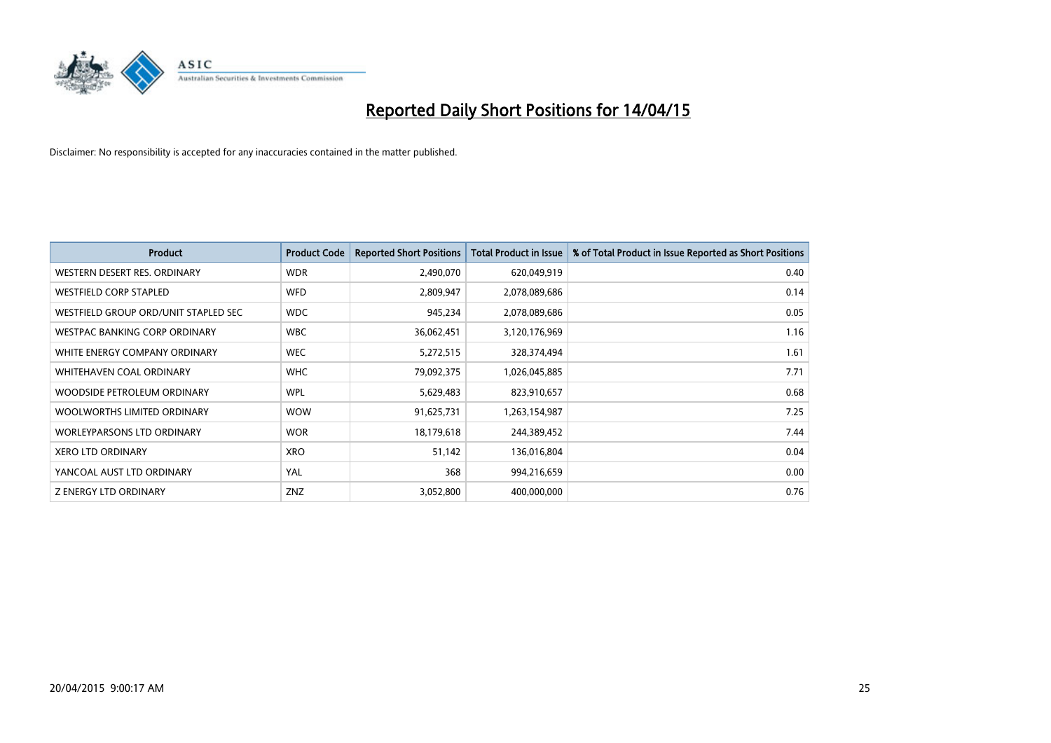# Reported Daily Short Positions for 14/04/15

Disclaimer: No responsibility is accepted for any inaccuracies contained in the matter published.

| Product | Product Code | Reported Short Positions | Total Product in Issue | % of Total Product in Issue Reported as Short Positions |
|---|---|---|---|---|
| WESTERN DESERT RES. ORDINARY | WDR | 2,490,070 | 620,049,919 | 0.40 |
| WESTFIELD CORP STAPLED | WFD | 2,809,947 | 2,078,089,686 | 0.14 |
| WESTFIELD GROUP ORD/UNIT STAPLED SEC | WDC | 945,234 | 2,078,089,686 | 0.05 |
| WESTPAC BANKING CORP ORDINARY | WBC | 36,062,451 | 3,120,176,969 | 1.16 |
| WHITE ENERGY COMPANY ORDINARY | WEC | 5,272,515 | 328,374,494 | 1.61 |
| WHITEHAVEN COAL ORDINARY | WHC | 79,092,375 | 1,026,045,885 | 7.71 |
| WOODSIDE PETROLEUM ORDINARY | WPL | 5,629,483 | 823,910,657 | 0.68 |
| WOOLWORTHS LIMITED ORDINARY | WOW | 91,625,731 | 1,263,154,987 | 7.25 |
| WORLEYPARSONS LTD ORDINARY | WOR | 18,179,618 | 244,389,452 | 7.44 |
| XERO LTD ORDINARY | XRO | 51,142 | 136,016,804 | 0.04 |
| YANCOAL AUST LTD ORDINARY | YAL | 368 | 994,216,659 | 0.00 |
| Z ENERGY LTD ORDINARY | ZNZ | 3,052,800 | 400,000,000 | 0.76 |

20/04/2015 9:00:17 AM